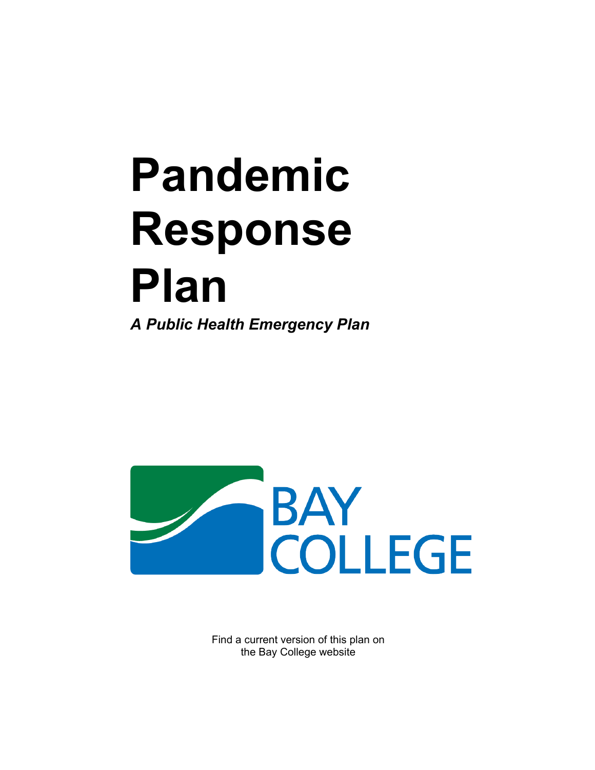# Pandemic Response Plan

***A Public Health Emergency Plan***

BAY COLLEGE

Find a current version of this plan on the Bay College website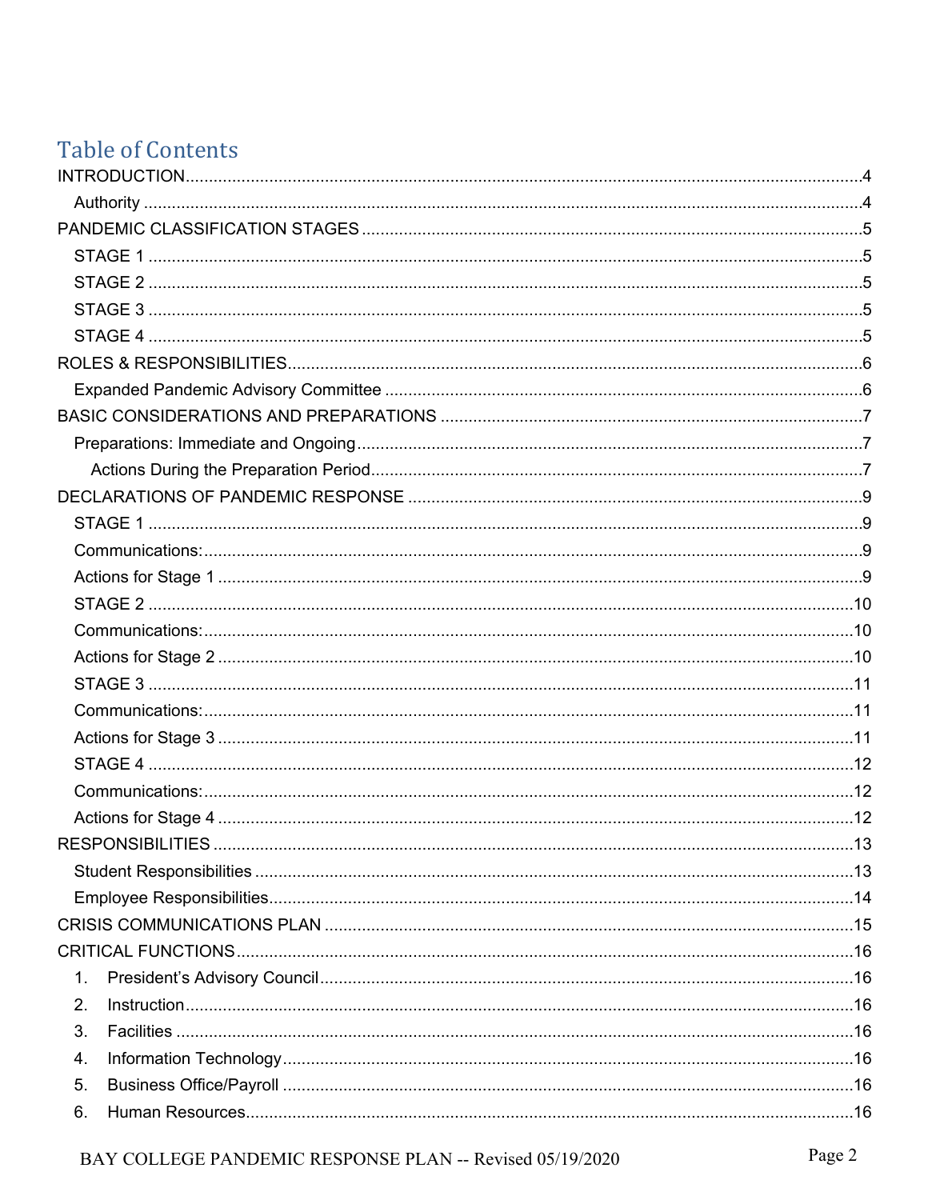# Table of Contents

INTRODUCTION....4
- Authority....4

PANDEMIC CLASSIFICATION STAGES....5
- STAGE 1....5
- STAGE 2....5
- STAGE 3....5
- STAGE 4....5

ROLES & RESPONSIBILITIES....6
- Expanded Pandemic Advisory Committee....6

BASIC CONSIDERATIONS AND PREPARATIONS....7
- Preparations: Immediate and Ongoing....7
  - Actions During the Preparation Period....7

DECLARATIONS OF PANDEMIC RESPONSE....9
- STAGE 1....9
- Communications:....9
- Actions for Stage 1....9
- STAGE 2....10
- Communications:....10
- Actions for Stage 2....10
- STAGE 3....11
- Communications:....11
- Actions for Stage 3....11
- STAGE 4....12
- Communications:....12
- Actions for Stage 4....12

RESPONSIBILITIES....13
- Student Responsibilities....13
- Employee Responsibilities....14

CRISIS COMMUNICATIONS PLAN....15

CRITICAL FUNCTIONS....16
1. President's Advisory Council....16
2. Instruction....16
3. Facilities....16
4. Information Technology....16
5. Business Office/Payroll....16
6. Human Resources....16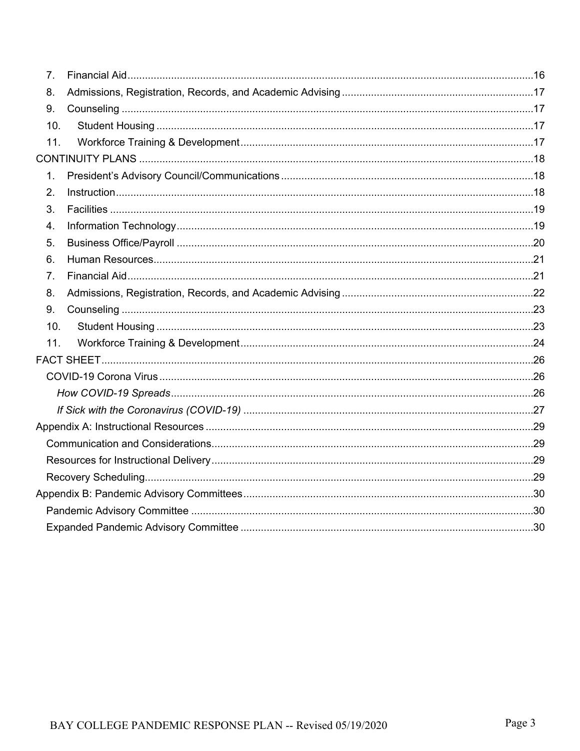7. Financial Aid ....................................................................................................................................16
8. Admissions, Registration, Records, and Academic Advising ..................................................................17
9. Counseling ........................................................................................................................................17
10. Student Housing ..............................................................................................................................17
11. Workforce Training & Development ..................................................................................................17

CONTINUITY PLANS ..............................................................................................................................18

1. President's Advisory Council/Communications ......................................................................................18
2. Instruction .........................................................................................................................................18
3. Facilities ...........................................................................................................................................19
4. Information Technology ......................................................................................................................19
5. Business Office/Payroll .......................................................................................................................20
6. Human Resources ...............................................................................................................................21
7. Financial Aid ......................................................................................................................................21
8. Admissions, Registration, Records, and Academic Advising ..................................................................22
9. Counseling ........................................................................................................................................23
10. Student Housing ..............................................................................................................................23
11. Workforce Training & Development ..................................................................................................24

FACT SHEET ........................................................................................................................................26

- COVID-19 Corona Virus ......................................................................................................................26
  - *How COVID-19 Spreads* ................................................................................................................26
  - *If Sick with the Coronavirus (COVID-19)* .......................................................................................27

Appendix A: Instructional Resources .......................................................................................................29

- Communication and Considerations .......................................................................................................29
- Resources for Instructional Delivery ......................................................................................................29
- Recovery Scheduling ...........................................................................................................................29

Appendix B: Pandemic Advisory Committees ............................................................................................30

- Pandemic Advisory Committee .............................................................................................................30
- Expanded Pandemic Advisory Committee ..............................................................................................30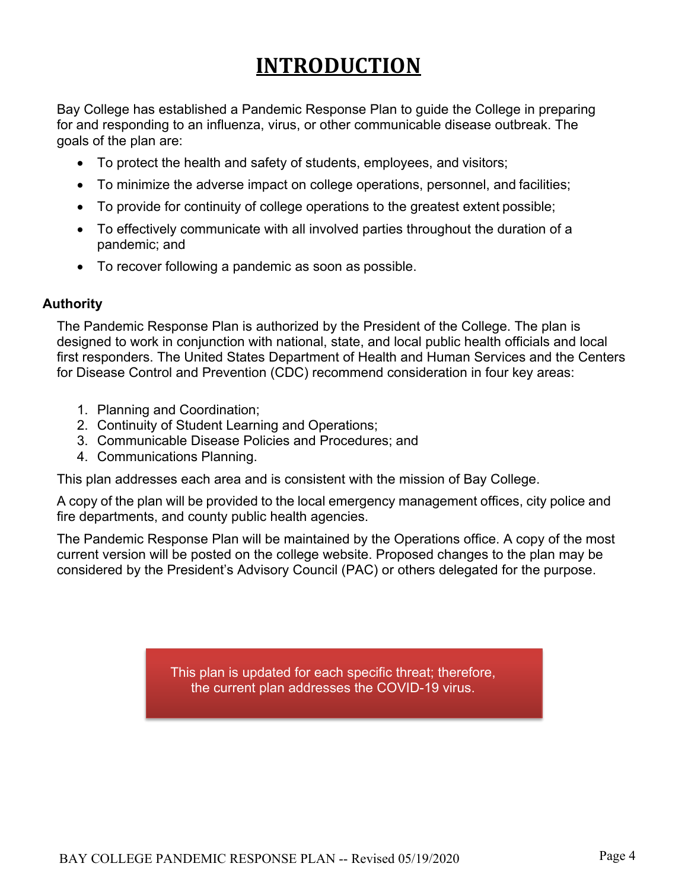# INTRODUCTION

Bay College has established a Pandemic Response Plan to guide the College in preparing for and responding to an influenza, virus, or other communicable disease outbreak. The goals of the plan are:

- To protect the health and safety of students, employees, and visitors;
- To minimize the adverse impact on college operations, personnel, and facilities;
- To provide for continuity of college operations to the greatest extent possible;
- To effectively communicate with all involved parties throughout the duration of a pandemic; and
- To recover following a pandemic as soon as possible.

### Authority

The Pandemic Response Plan is authorized by the President of the College. The plan is designed to work in conjunction with national, state, and local public health officials and local first responders. The United States Department of Health and Human Services and the Centers for Disease Control and Prevention (CDC) recommend consideration in four key areas:

1. Planning and Coordination;
2. Continuity of Student Learning and Operations;
3. Communicable Disease Policies and Procedures; and
4. Communications Planning.

This plan addresses each area and is consistent with the mission of Bay College.

A copy of the plan will be provided to the local emergency management offices, city police and fire departments, and county public health agencies.

The Pandemic Response Plan will be maintained by the Operations office. A copy of the most current version will be posted on the college website. Proposed changes to the plan may be considered by the President's Advisory Council (PAC) or others delegated for the purpose.

This plan is updated for each specific threat; therefore, the current plan addresses the COVID-19 virus.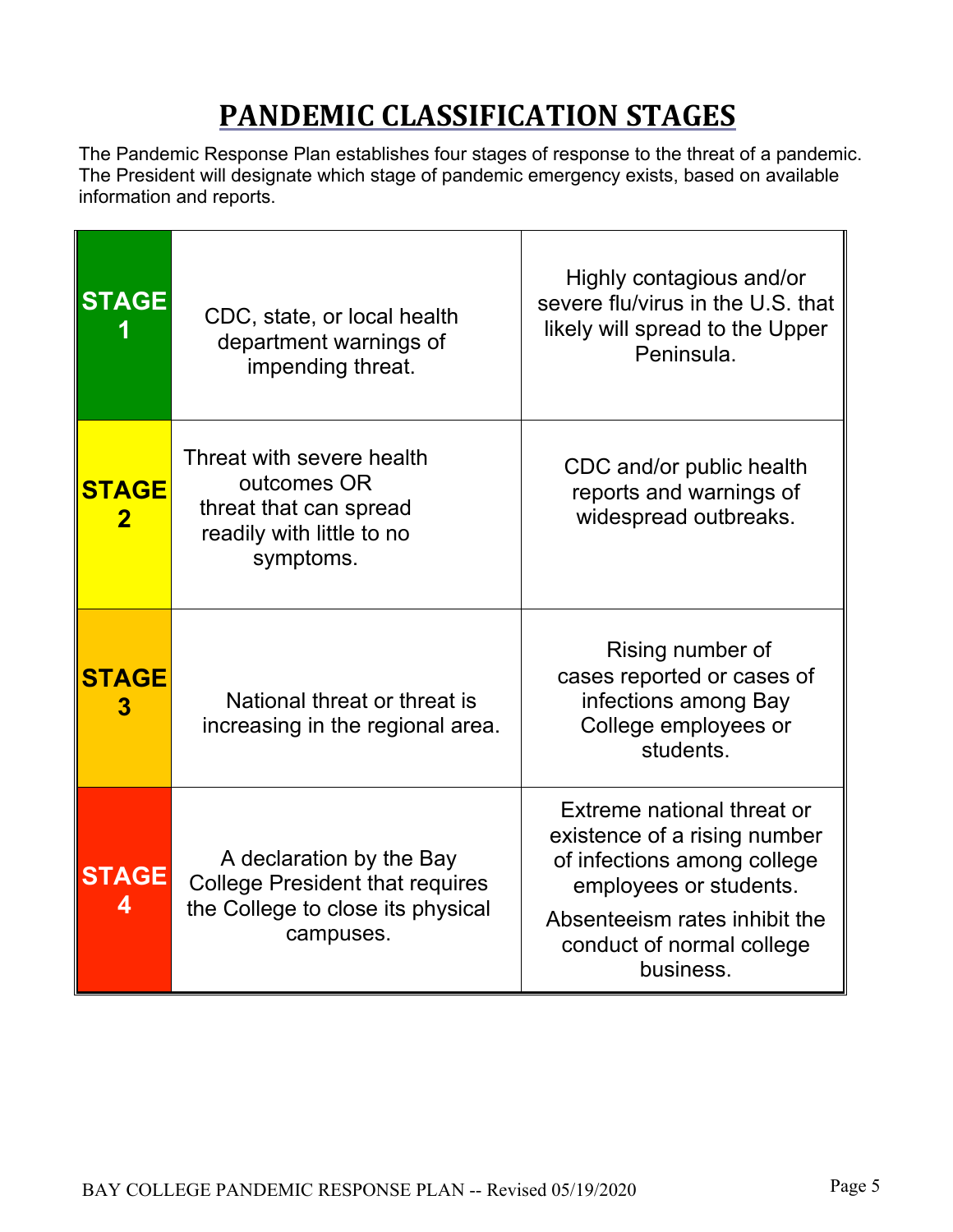# PANDEMIC CLASSIFICATION STAGES

The Pandemic Response Plan establishes four stages of response to the threat of a pandemic. The President will designate which stage of pandemic emergency exists, based on available information and reports.

| Stage | Description | Indicators |
|---|---|---|
| **STAGE 1** | CDC, state, or local health department warnings of impending threat. | Highly contagious and/or severe flu/virus in the U.S. that likely will spread to the Upper Peninsula. |
| **STAGE 2** | Threat with severe health outcomes OR threat that can spread readily with little to no symptoms. | CDC and/or public health reports and warnings of widespread outbreaks. |
| **STAGE 3** | National threat or threat is increasing in the regional area. | Rising number of cases reported or cases of infections among Bay College employees or students. |
| **STAGE 4** | A declaration by the Bay College President that requires the College to close its physical campuses. | Extreme national threat or existence of a rising number of infections among college employees or students. Absenteeism rates inhibit the conduct of normal college business. |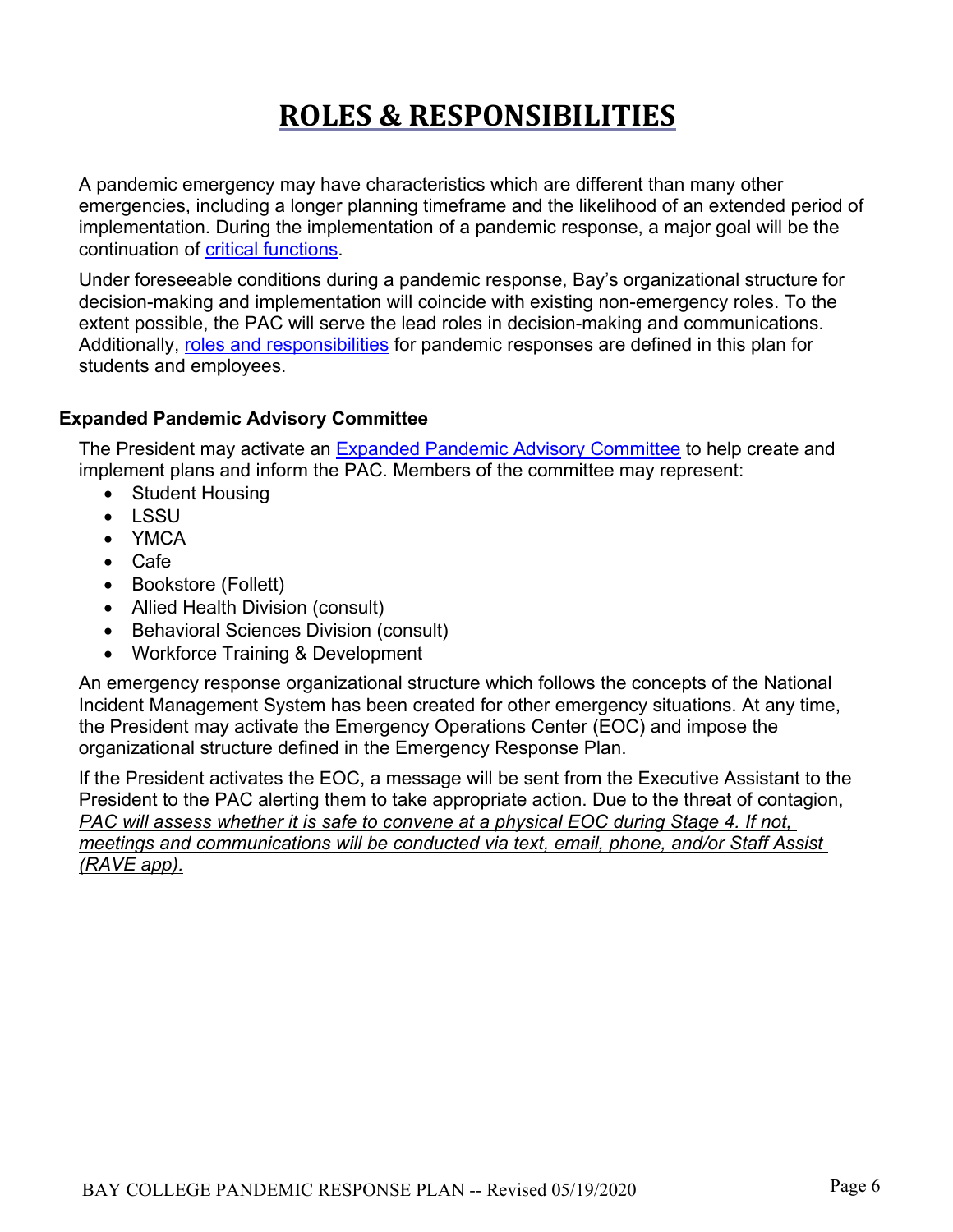# ROLES & RESPONSIBILITIES

A pandemic emergency may have characteristics which are different than many other emergencies, including a longer planning timeframe and the likelihood of an extended period of implementation. During the implementation of a pandemic response, a major goal will be the continuation of critical functions.

Under foreseeable conditions during a pandemic response, Bay's organizational structure for decision-making and implementation will coincide with existing non-emergency roles. To the extent possible, the PAC will serve the lead roles in decision-making and communications. Additionally, roles and responsibilities for pandemic responses are defined in this plan for students and employees.

### Expanded Pandemic Advisory Committee

The President may activate an Expanded Pandemic Advisory Committee to help create and implement plans and inform the PAC. Members of the committee may represent:

- Student Housing
- LSSU
- YMCA
- Cafe
- Bookstore (Follett)
- Allied Health Division (consult)
- Behavioral Sciences Division (consult)
- Workforce Training & Development

An emergency response organizational structure which follows the concepts of the National Incident Management System has been created for other emergency situations. At any time, the President may activate the Emergency Operations Center (EOC) and impose the organizational structure defined in the Emergency Response Plan.

If the President activates the EOC, a message will be sent from the Executive Assistant to the President to the PAC alerting them to take appropriate action. Due to the threat of contagion, *PAC will assess whether it is safe to convene at a physical EOC during Stage 4. If not, meetings and communications will be conducted via text, email, phone, and/or Staff Assist (RAVE app).*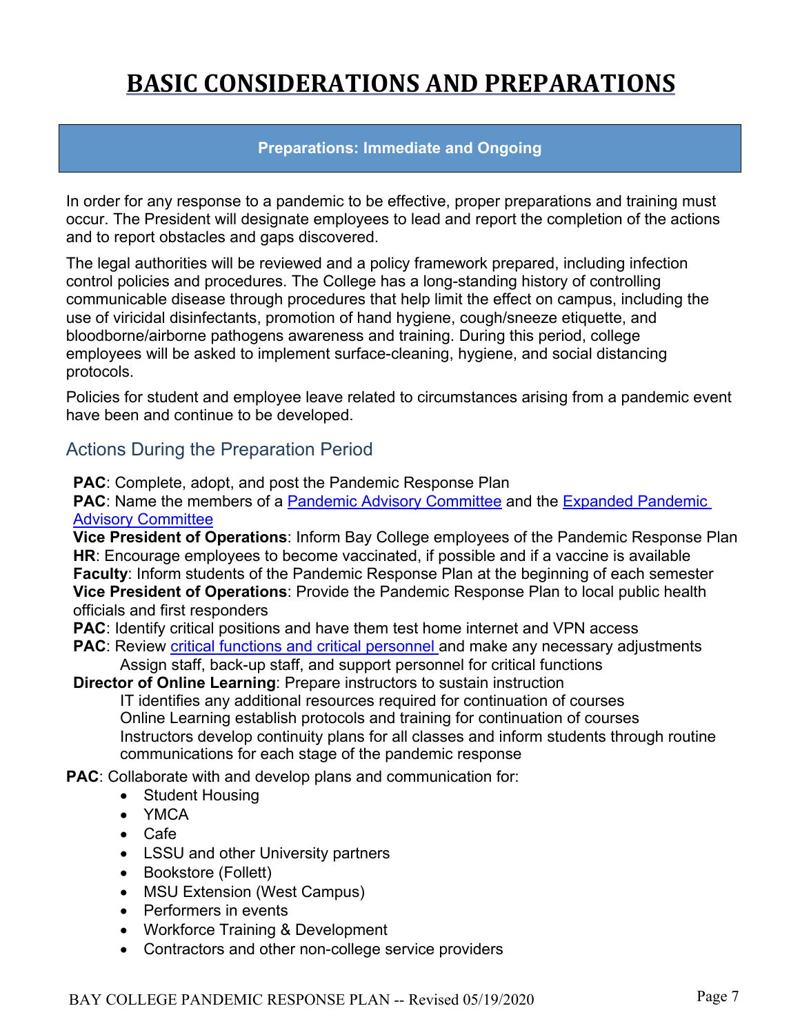# BASIC CONSIDERATIONS AND PREPARATIONS

## Preparations: Immediate and Ongoing

In order for any response to a pandemic to be effective, proper preparations and training must occur. The President will designate employees to lead and report the completion of the actions and to report obstacles and gaps discovered.

The legal authorities will be reviewed and a policy framework prepared, including infection control policies and procedures. The College has a long-standing history of controlling communicable disease through procedures that help limit the effect on campus, including the use of viricidal disinfectants, promotion of hand hygiene, cough/sneeze etiquette, and bloodborne/airborne pathogens awareness and training. During this period, college employees will be asked to implement surface-cleaning, hygiene, and social distancing protocols.

Policies for student and employee leave related to circumstances arising from a pandemic event have been and continue to be developed.

### Actions During the Preparation Period

**PAC**: Complete, adopt, and post the Pandemic Response Plan
**PAC**: Name the members of a Pandemic Advisory Committee and the Expanded Pandemic Advisory Committee
**Vice President of Operations**: Inform Bay College employees of the Pandemic Response Plan
**HR**: Encourage employees to become vaccinated, if possible and if a vaccine is available
**Faculty**: Inform students of the Pandemic Response Plan at the beginning of each semester
**Vice President of Operations**: Provide the Pandemic Response Plan to local public health officials and first responders
**PAC**: Identify critical positions and have them test home internet and VPN access
**PAC**: Review critical functions and critical personnel and make any necessary adjustments
  Assign staff, back-up staff, and support personnel for critical functions
**Director of Online Learning**: Prepare instructors to sustain instruction
  IT identifies any additional resources required for continuation of courses
  Online Learning establish protocols and training for continuation of courses
  Instructors develop continuity plans for all classes and inform students through routine communications for each stage of the pandemic response

**PAC**: Collaborate with and develop plans and communication for:

- Student Housing
- YMCA
- Cafe
- LSSU and other University partners
- Bookstore (Follett)
- MSU Extension (West Campus)
- Performers in events
- Workforce Training & Development
- Contractors and other non-college service providers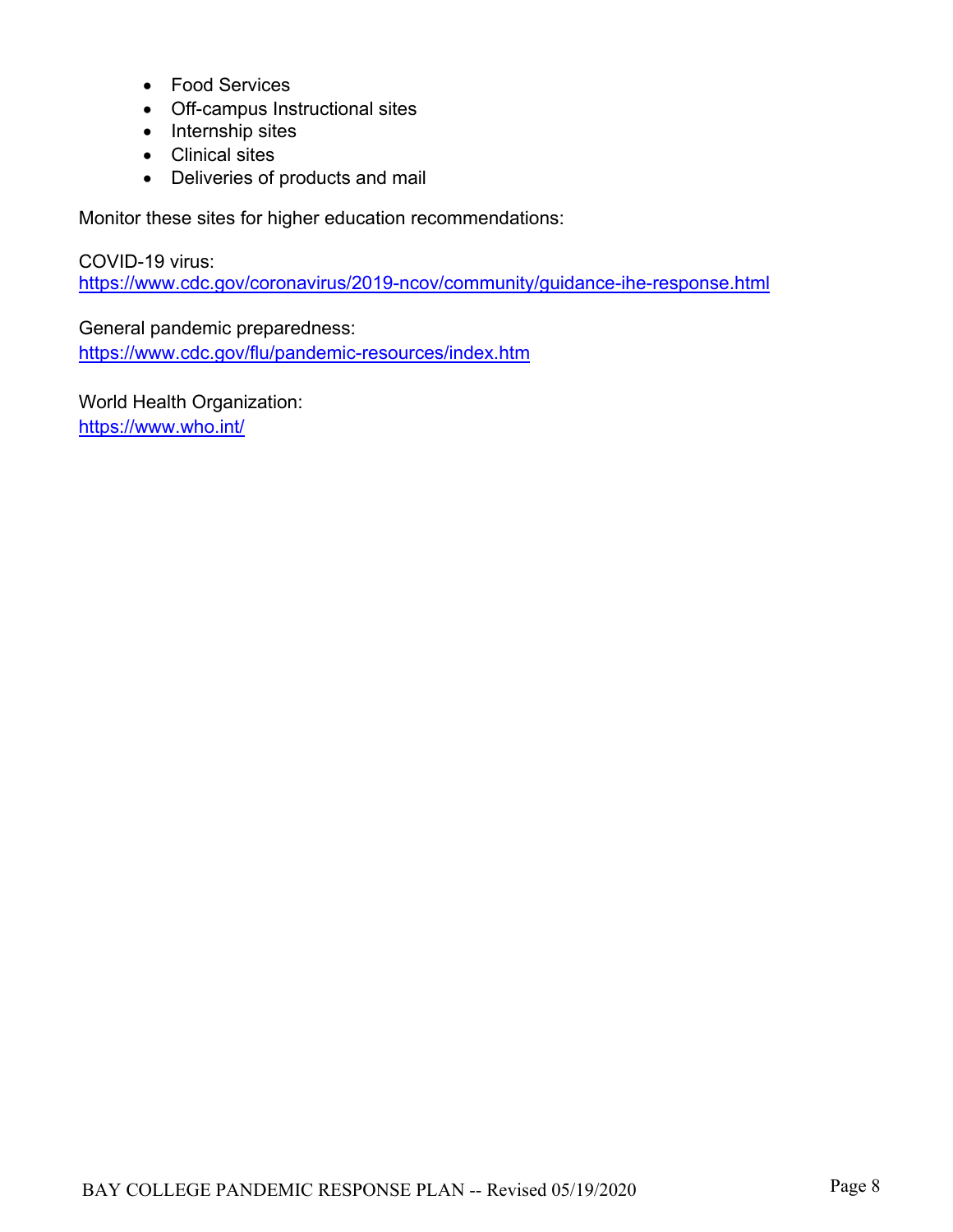- Food Services
- Off-campus Instructional sites
- Internship sites
- Clinical sites
- Deliveries of products and mail

Monitor these sites for higher education recommendations:

COVID-19 virus:
https://www.cdc.gov/coronavirus/2019-ncov/community/guidance-ihe-response.html

General pandemic preparedness:
https://www.cdc.gov/flu/pandemic-resources/index.htm

World Health Organization:
https://www.who.int/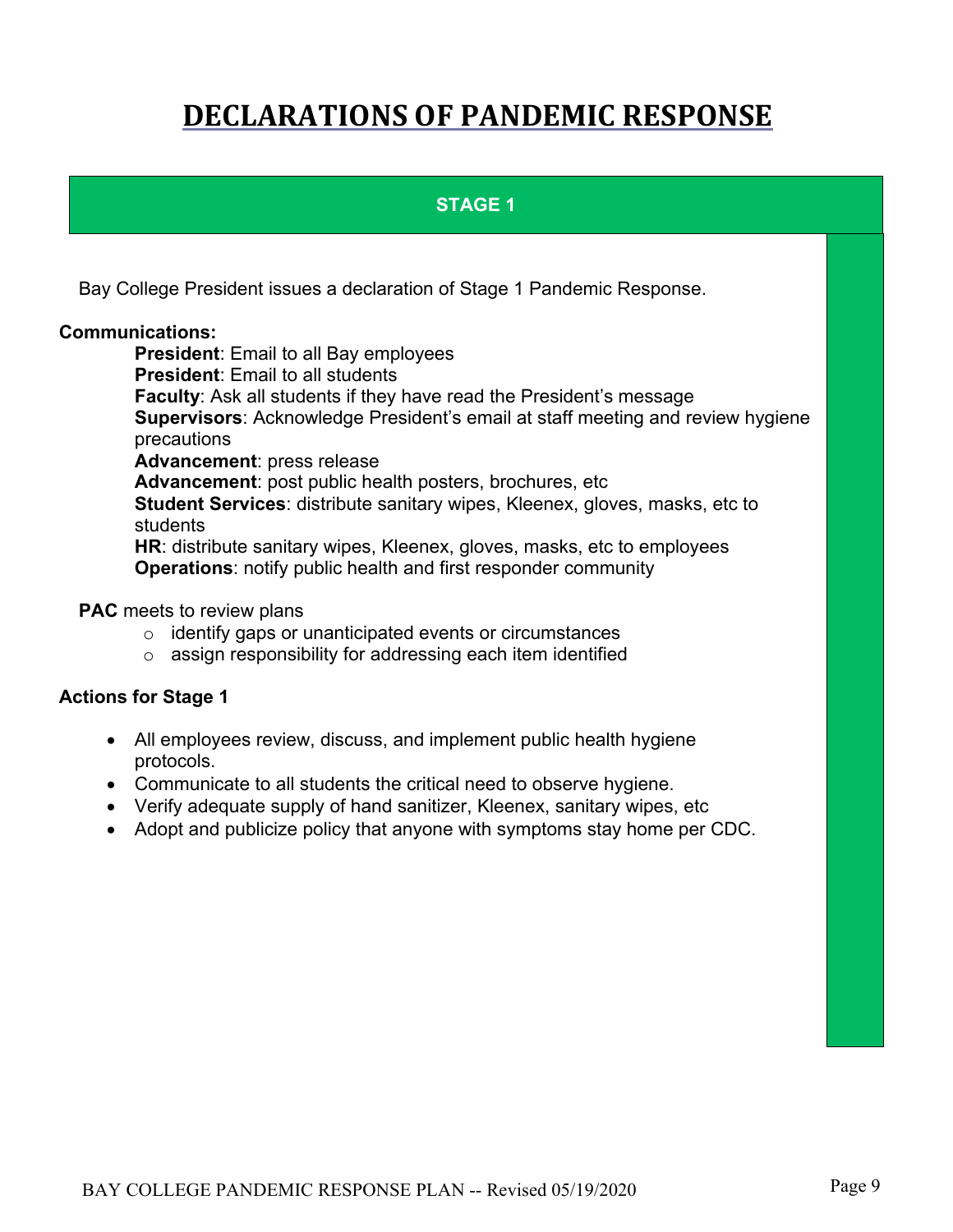# DECLARATIONS OF PANDEMIC RESPONSE

## STAGE 1

Bay College President issues a declaration of Stage 1 Pandemic Response.

**Communications:**

**President**: Email to all Bay employees
**President**: Email to all students
**Faculty**: Ask all students if they have read the President's message
**Supervisors**: Acknowledge President's email at staff meeting and review hygiene precautions
**Advancement**: press release
**Advancement**: post public health posters, brochures, etc
**Student Services**: distribute sanitary wipes, Kleenex, gloves, masks, etc to students
**HR**: distribute sanitary wipes, Kleenex, gloves, masks, etc to employees
**Operations**: notify public health and first responder community

**PAC** meets to review plans

- identify gaps or unanticipated events or circumstances
- assign responsibility for addressing each item identified

**Actions for Stage 1**

- All employees review, discuss, and implement public health hygiene protocols.
- Communicate to all students the critical need to observe hygiene.
- Verify adequate supply of hand sanitizer, Kleenex, sanitary wipes, etc
- Adopt and publicize policy that anyone with symptoms stay home per CDC.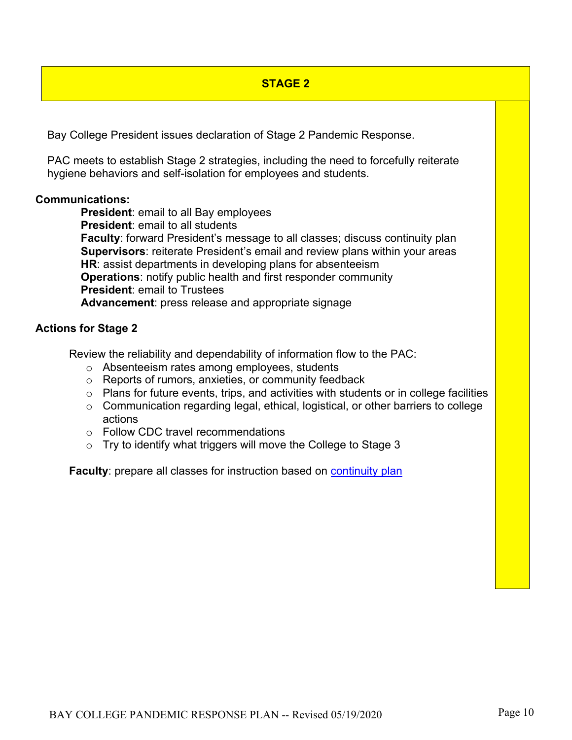## STAGE 2

Bay College President issues declaration of Stage 2 Pandemic Response.

PAC meets to establish Stage 2 strategies, including the need to forcefully reiterate hygiene behaviors and self-isolation for employees and students.

**Communications:**

- **President**: email to all Bay employees
- **President**: email to all students
- **Faculty**: forward President's message to all classes; discuss continuity plan
- **Supervisors**: reiterate President's email and review plans within your areas
- **HR**: assist departments in developing plans for absenteeism
- **Operations**: notify public health and first responder community
- **President**: email to Trustees
- **Advancement**: press release and appropriate signage

**Actions for Stage 2**

Review the reliability and dependability of information flow to the PAC:

- Absenteeism rates among employees, students
- Reports of rumors, anxieties, or community feedback
- Plans for future events, trips, and activities with students or in college facilities
- Communication regarding legal, ethical, logistical, or other barriers to college actions
- Follow CDC travel recommendations
- Try to identify what triggers will move the College to Stage 3

**Faculty**: prepare all classes for instruction based on continuity plan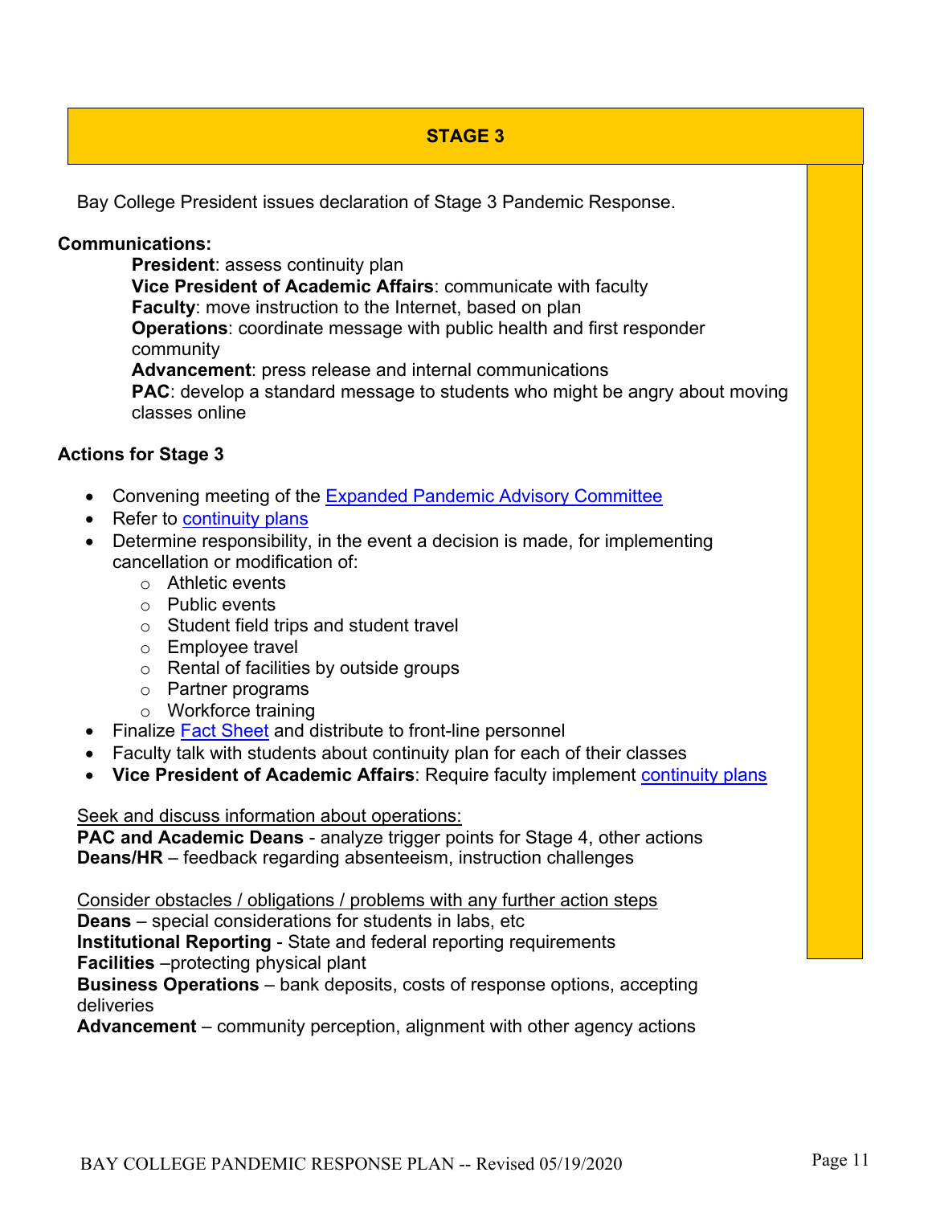## STAGE 3

Bay College President issues declaration of Stage 3 Pandemic Response.

**Communications:**

**President**: assess continuity plan
**Vice President of Academic Affairs**: communicate with faculty
**Faculty**: move instruction to the Internet, based on plan
**Operations**: coordinate message with public health and first responder community
**Advancement**: press release and internal communications
**PAC**: develop a standard message to students who might be angry about moving classes online

**Actions for Stage 3**

- Convening meeting of the Expanded Pandemic Advisory Committee
- Refer to continuity plans
- Determine responsibility, in the event a decision is made, for implementing cancellation or modification of:
  - Athletic events
  - Public events
  - Student field trips and student travel
  - Employee travel
  - Rental of facilities by outside groups
  - Partner programs
  - Workforce training
- Finalize Fact Sheet and distribute to front-line personnel
- Faculty talk with students about continuity plan for each of their classes
- **Vice President of Academic Affairs**: Require faculty implement continuity plans

<u>Seek and discuss information about operations:</u>
**PAC and Academic Deans** - analyze trigger points for Stage 4, other actions
**Deans/HR** – feedback regarding absenteeism, instruction challenges

<u>Consider obstacles / obligations / problems with any further action steps</u>
**Deans** – special considerations for students in labs, etc
**Institutional Reporting** - State and federal reporting requirements
**Facilities** –protecting physical plant
**Business Operations** – bank deposits, costs of response options, accepting deliveries
**Advancement** – community perception, alignment with other agency actions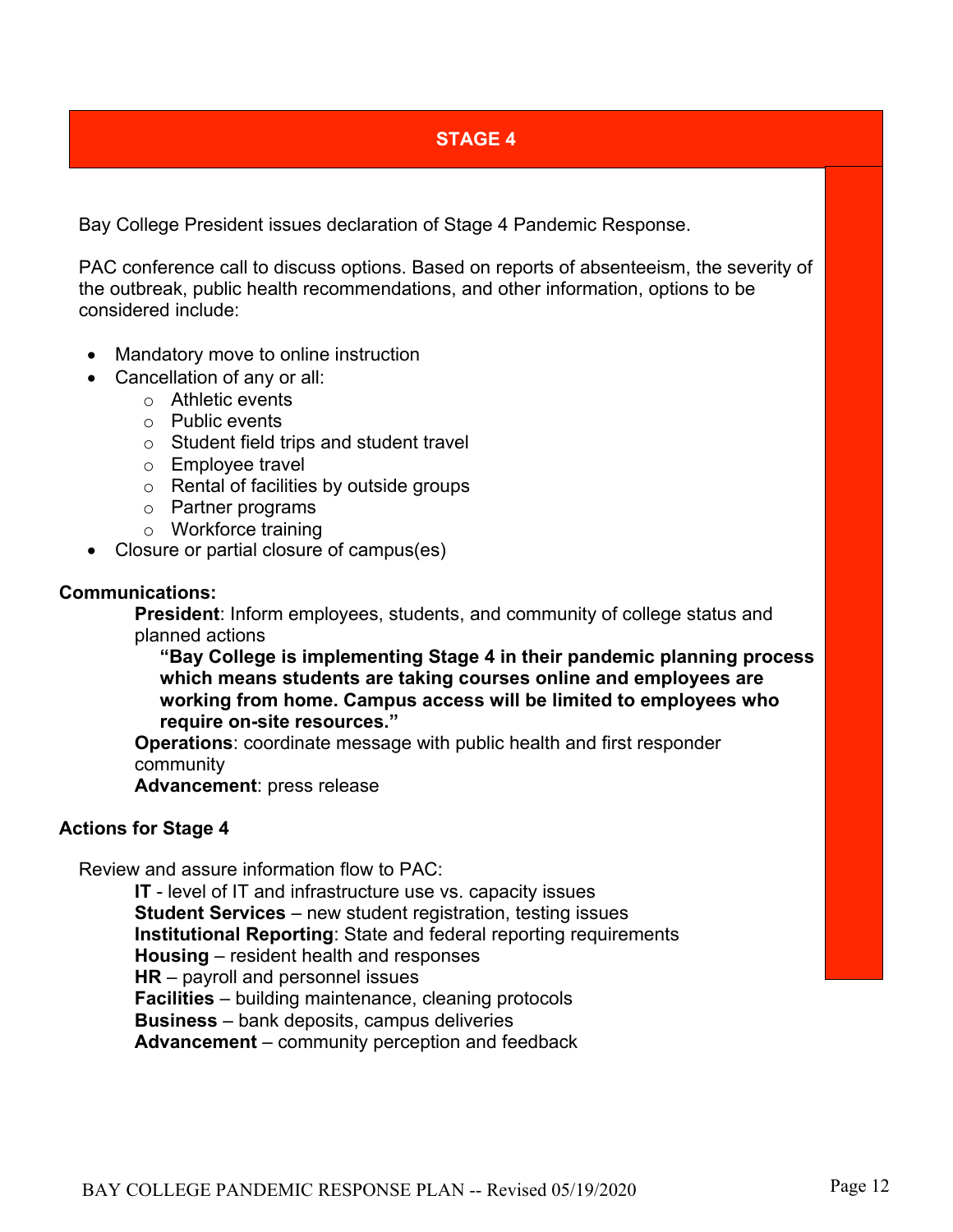## STAGE 4

Bay College President issues declaration of Stage 4 Pandemic Response.

PAC conference call to discuss options. Based on reports of absenteeism, the severity of the outbreak, public health recommendations, and other information, options to be considered include:

- Mandatory move to online instruction
- Cancellation of any or all:
  - Athletic events
  - Public events
  - Student field trips and student travel
  - Employee travel
  - Rental of facilities by outside groups
  - Partner programs
  - Workforce training
- Closure or partial closure of campus(es)

**Communications:**

**President**: Inform employees, students, and community of college status and planned actions

> **"Bay College is implementing Stage 4 in their pandemic planning process which means students are taking courses online and employees are working from home. Campus access will be limited to employees who require on-site resources."**

**Operations**: coordinate message with public health and first responder community

**Advancement**: press release

**Actions for Stage 4**

Review and assure information flow to PAC:

**IT** - level of IT and infrastructure use vs. capacity issues
**Student Services** – new student registration, testing issues
**Institutional Reporting**: State and federal reporting requirements
**Housing** – resident health and responses
**HR** – payroll and personnel issues
**Facilities** – building maintenance, cleaning protocols
**Business** – bank deposits, campus deliveries
**Advancement** – community perception and feedback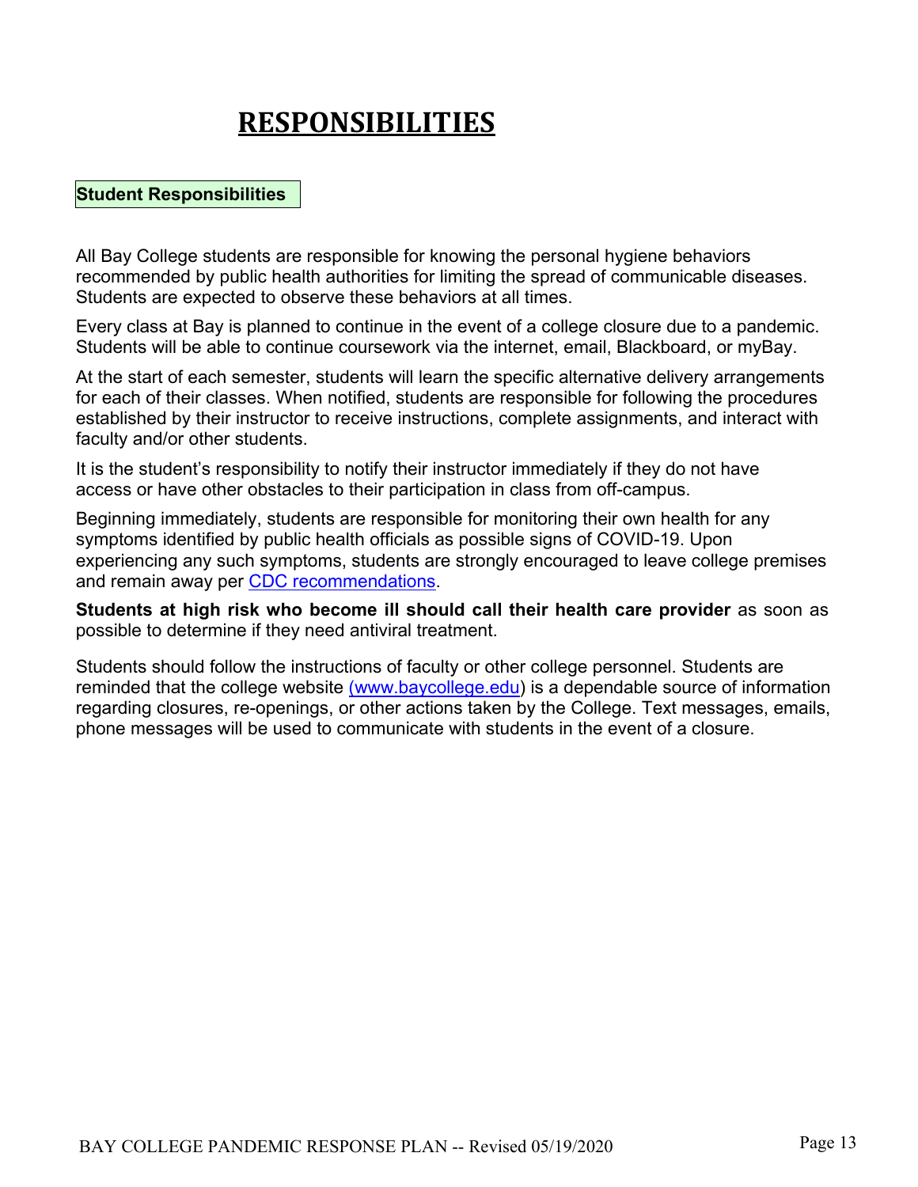# RESPONSIBILITIES

## Student Responsibilities

All Bay College students are responsible for knowing the personal hygiene behaviors recommended by public health authorities for limiting the spread of communicable diseases. Students are expected to observe these behaviors at all times.

Every class at Bay is planned to continue in the event of a college closure due to a pandemic. Students will be able to continue coursework via the internet, email, Blackboard, or myBay.

At the start of each semester, students will learn the specific alternative delivery arrangements for each of their classes. When notified, students are responsible for following the procedures established by their instructor to receive instructions, complete assignments, and interact with faculty and/or other students.

It is the student's responsibility to notify their instructor immediately if they do not have access or have other obstacles to their participation in class from off-campus.

Beginning immediately, students are responsible for monitoring their own health for any symptoms identified by public health officials as possible signs of COVID-19. Upon experiencing any such symptoms, students are strongly encouraged to leave college premises and remain away per CDC recommendations.

**Students at high risk who become ill should call their health care provider** as soon as possible to determine if they need antiviral treatment.

Students should follow the instructions of faculty or other college personnel. Students are reminded that the college website (www.baycollege.edu) is a dependable source of information regarding closures, re-openings, or other actions taken by the College. Text messages, emails, phone messages will be used to communicate with students in the event of a closure.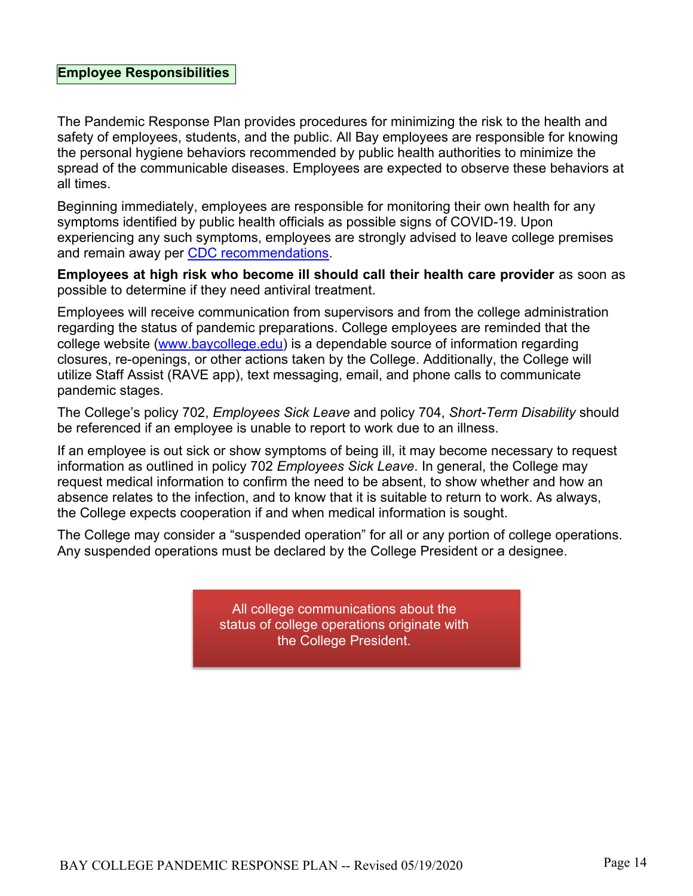## Employee Responsibilities

The Pandemic Response Plan provides procedures for minimizing the risk to the health and safety of employees, students, and the public. All Bay employees are responsible for knowing the personal hygiene behaviors recommended by public health authorities to minimize the spread of the communicable diseases. Employees are expected to observe these behaviors at all times.

Beginning immediately, employees are responsible for monitoring their own health for any symptoms identified by public health officials as possible signs of COVID-19. Upon experiencing any such symptoms, employees are strongly advised to leave college premises and remain away per CDC recommendations.

**Employees at high risk who become ill should call their health care provider** as soon as possible to determine if they need antiviral treatment.

Employees will receive communication from supervisors and from the college administration regarding the status of pandemic preparations. College employees are reminded that the college website (www.baycollege.edu) is a dependable source of information regarding closures, re-openings, or other actions taken by the College. Additionally, the College will utilize Staff Assist (RAVE app), text messaging, email, and phone calls to communicate pandemic stages.

The College's policy 702, *Employees Sick Leave* and policy 704, *Short-Term Disability* should be referenced if an employee is unable to report to work due to an illness.

If an employee is out sick or show symptoms of being ill, it may become necessary to request information as outlined in policy 702 *Employees Sick Leave*. In general, the College may request medical information to confirm the need to be absent, to show whether and how an absence relates to the infection, and to know that it is suitable to return to work. As always, the College expects cooperation if and when medical information is sought.

The College may consider a "suspended operation" for all or any portion of college operations. Any suspended operations must be declared by the College President or a designee.

All college communications about the status of college operations originate with the College President.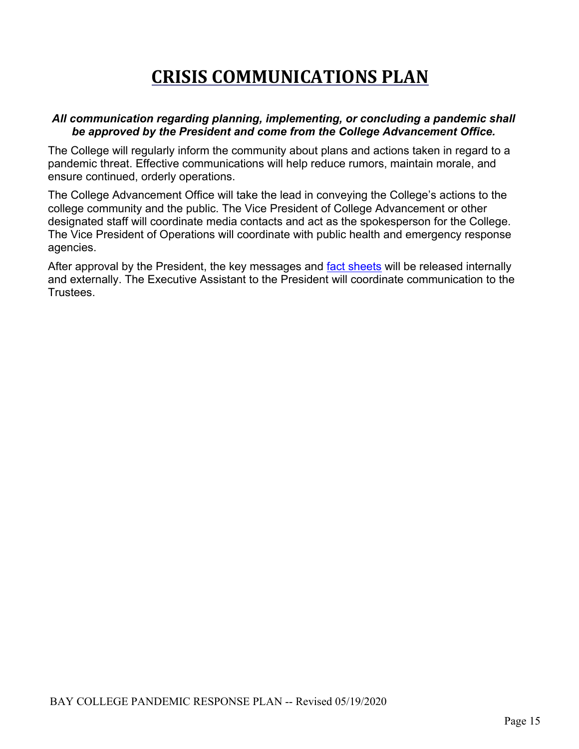# CRISIS COMMUNICATIONS PLAN

***All communication regarding planning, implementing, or concluding a pandemic shall be approved by the President and come from the College Advancement Office.***

The College will regularly inform the community about plans and actions taken in regard to a pandemic threat. Effective communications will help reduce rumors, maintain morale, and ensure continued, orderly operations.

The College Advancement Office will take the lead in conveying the College's actions to the college community and the public. The Vice President of College Advancement or other designated staff will coordinate media contacts and act as the spokesperson for the College. The Vice President of Operations will coordinate with public health and emergency response agencies.

After approval by the President, the key messages and fact sheets will be released internally and externally. The Executive Assistant to the President will coordinate communication to the Trustees.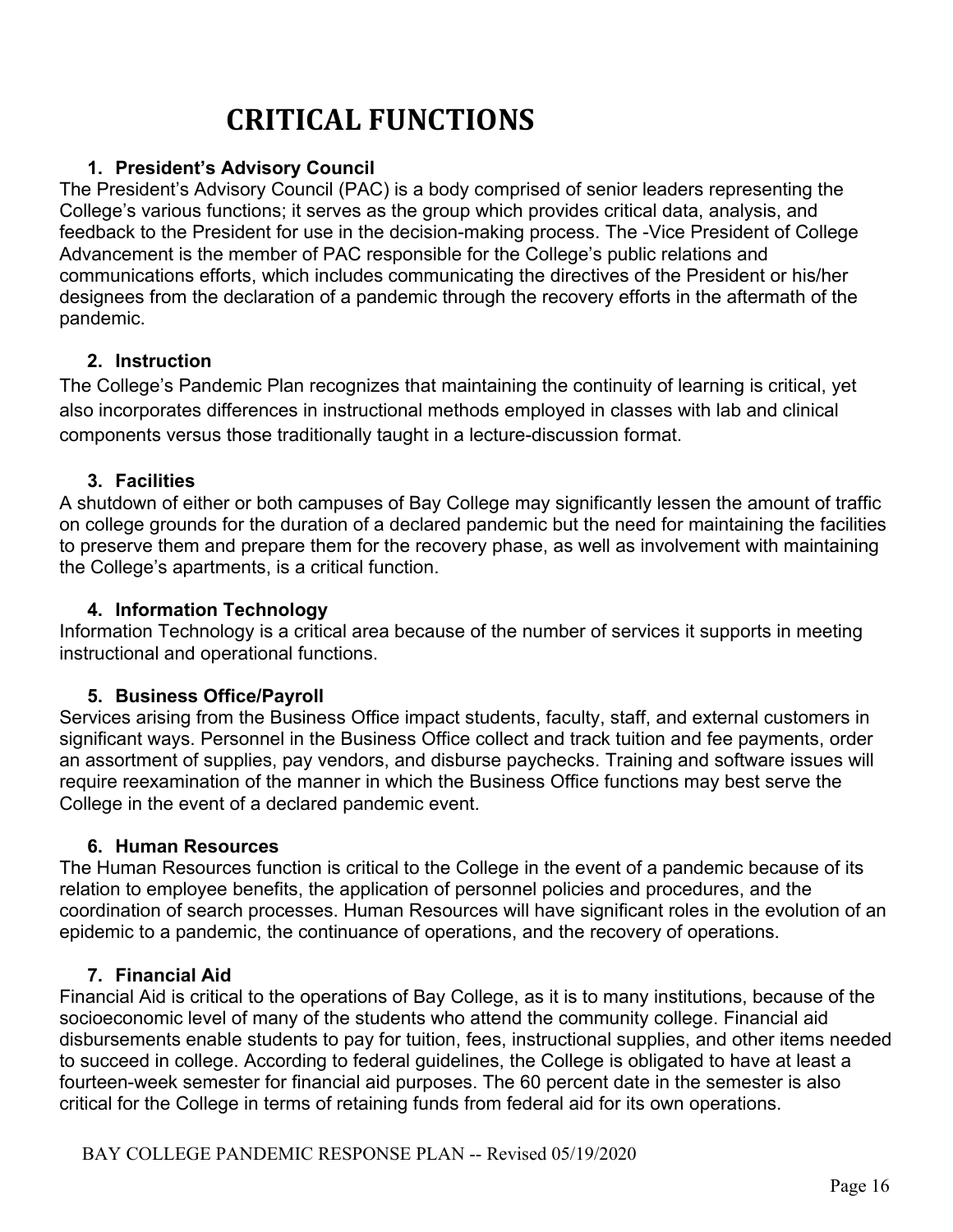# CRITICAL FUNCTIONS

### 1. President's Advisory Council

The President's Advisory Council (PAC) is a body comprised of senior leaders representing the College's various functions; it serves as the group which provides critical data, analysis, and feedback to the President for use in the decision-making process. The -Vice President of College Advancement is the member of PAC responsible for the College's public relations and communications efforts, which includes communicating the directives of the President or his/her designees from the declaration of a pandemic through the recovery efforts in the aftermath of the pandemic.

### 2. Instruction

The College's Pandemic Plan recognizes that maintaining the continuity of learning is critical, yet also incorporates differences in instructional methods employed in classes with lab and clinical components versus those traditionally taught in a lecture-discussion format.

### 3. Facilities

A shutdown of either or both campuses of Bay College may significantly lessen the amount of traffic on college grounds for the duration of a declared pandemic but the need for maintaining the facilities to preserve them and prepare them for the recovery phase, as well as involvement with maintaining the College's apartments, is a critical function.

### 4. Information Technology

Information Technology is a critical area because of the number of services it supports in meeting instructional and operational functions.

### 5. Business Office/Payroll

Services arising from the Business Office impact students, faculty, staff, and external customers in significant ways. Personnel in the Business Office collect and track tuition and fee payments, order an assortment of supplies, pay vendors, and disburse paychecks. Training and software issues will require reexamination of the manner in which the Business Office functions may best serve the College in the event of a declared pandemic event.

### 6. Human Resources

The Human Resources function is critical to the College in the event of a pandemic because of its relation to employee benefits, the application of personnel policies and procedures, and the coordination of search processes. Human Resources will have significant roles in the evolution of an epidemic to a pandemic, the continuance of operations, and the recovery of operations.

### 7. Financial Aid

Financial Aid is critical to the operations of Bay College, as it is to many institutions, because of the socioeconomic level of many of the students who attend the community college. Financial aid disbursements enable students to pay for tuition, fees, instructional supplies, and other items needed to succeed in college. According to federal guidelines, the College is obligated to have at least a fourteen-week semester for financial aid purposes. The 60 percent date in the semester is also critical for the College in terms of retaining funds from federal aid for its own operations.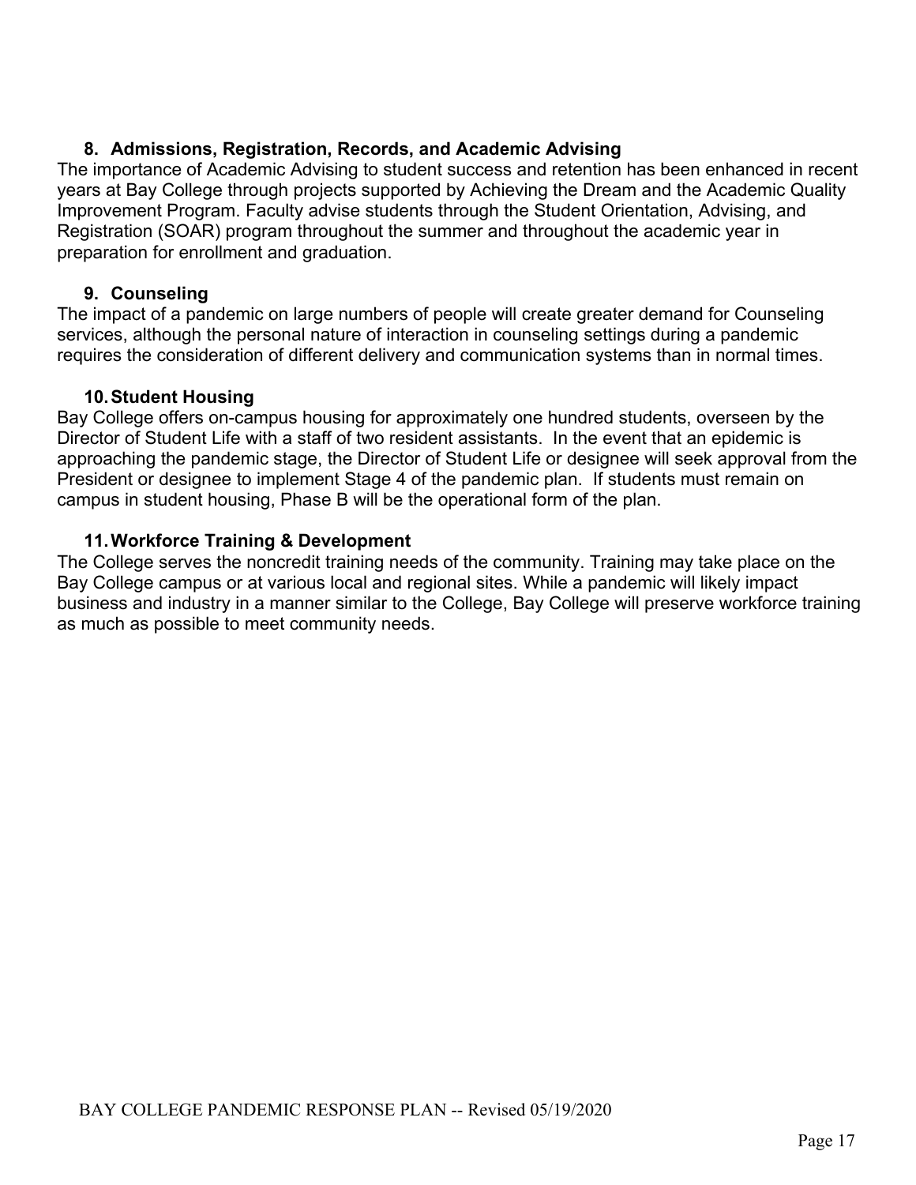### 8. Admissions, Registration, Records, and Academic Advising

The importance of Academic Advising to student success and retention has been enhanced in recent years at Bay College through projects supported by Achieving the Dream and the Academic Quality Improvement Program. Faculty advise students through the Student Orientation, Advising, and Registration (SOAR) program throughout the summer and throughout the academic year in preparation for enrollment and graduation.

### 9. Counseling

The impact of a pandemic on large numbers of people will create greater demand for Counseling services, although the personal nature of interaction in counseling settings during a pandemic requires the consideration of different delivery and communication systems than in normal times.

### 10. Student Housing

Bay College offers on-campus housing for approximately one hundred students, overseen by the Director of Student Life with a staff of two resident assistants. In the event that an epidemic is approaching the pandemic stage, the Director of Student Life or designee will seek approval from the President or designee to implement Stage 4 of the pandemic plan. If students must remain on campus in student housing, Phase B will be the operational form of the plan.

### 11. Workforce Training & Development

The College serves the noncredit training needs of the community. Training may take place on the Bay College campus or at various local and regional sites. While a pandemic will likely impact business and industry in a manner similar to the College, Bay College will preserve workforce training as much as possible to meet community needs.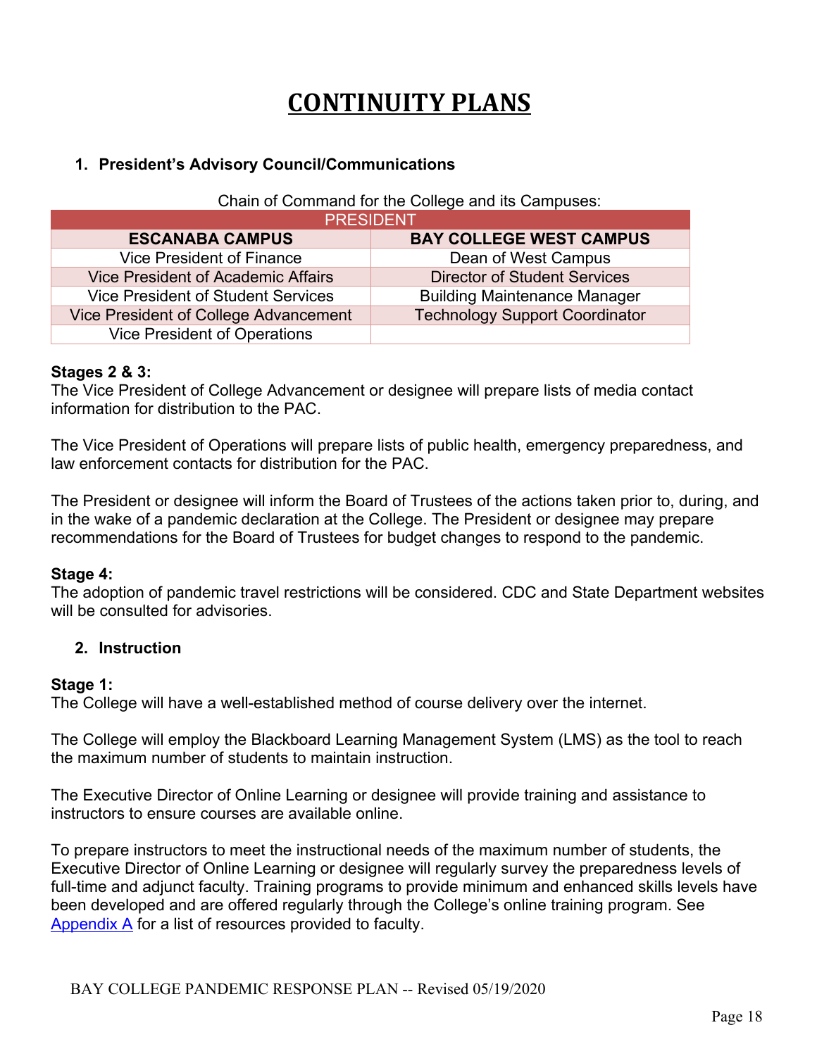# CONTINUITY PLANS

1. **President's Advisory Council/Communications**

Chain of Command for the College and its Campuses:

| PRESIDENT | |
|---|---|
| **ESCANABA CAMPUS** | **BAY COLLEGE WEST CAMPUS** |
| Vice President of Finance | Dean of West Campus |
| Vice President of Academic Affairs | Director of Student Services |
| Vice President of Student Services | Building Maintenance Manager |
| Vice President of College Advancement | Technology Support Coordinator |
| Vice President of Operations | |

**Stages 2 & 3:**
The Vice President of College Advancement or designee will prepare lists of media contact information for distribution to the PAC.

The Vice President of Operations will prepare lists of public health, emergency preparedness, and law enforcement contacts for distribution for the PAC.

The President or designee will inform the Board of Trustees of the actions taken prior to, during, and in the wake of a pandemic declaration at the College. The President or designee may prepare recommendations for the Board of Trustees for budget changes to respond to the pandemic.

**Stage 4:**
The adoption of pandemic travel restrictions will be considered. CDC and State Department websites will be consulted for advisories.

2. **Instruction**

**Stage 1:**
The College will have a well-established method of course delivery over the internet.

The College will employ the Blackboard Learning Management System (LMS) as the tool to reach the maximum number of students to maintain instruction.

The Executive Director of Online Learning or designee will provide training and assistance to instructors to ensure courses are available online.

To prepare instructors to meet the instructional needs of the maximum number of students, the Executive Director of Online Learning or designee will regularly survey the preparedness levels of full-time and adjunct faculty. Training programs to provide minimum and enhanced skills levels have been developed and are offered regularly through the College's online training program. See Appendix A for a list of resources provided to faculty.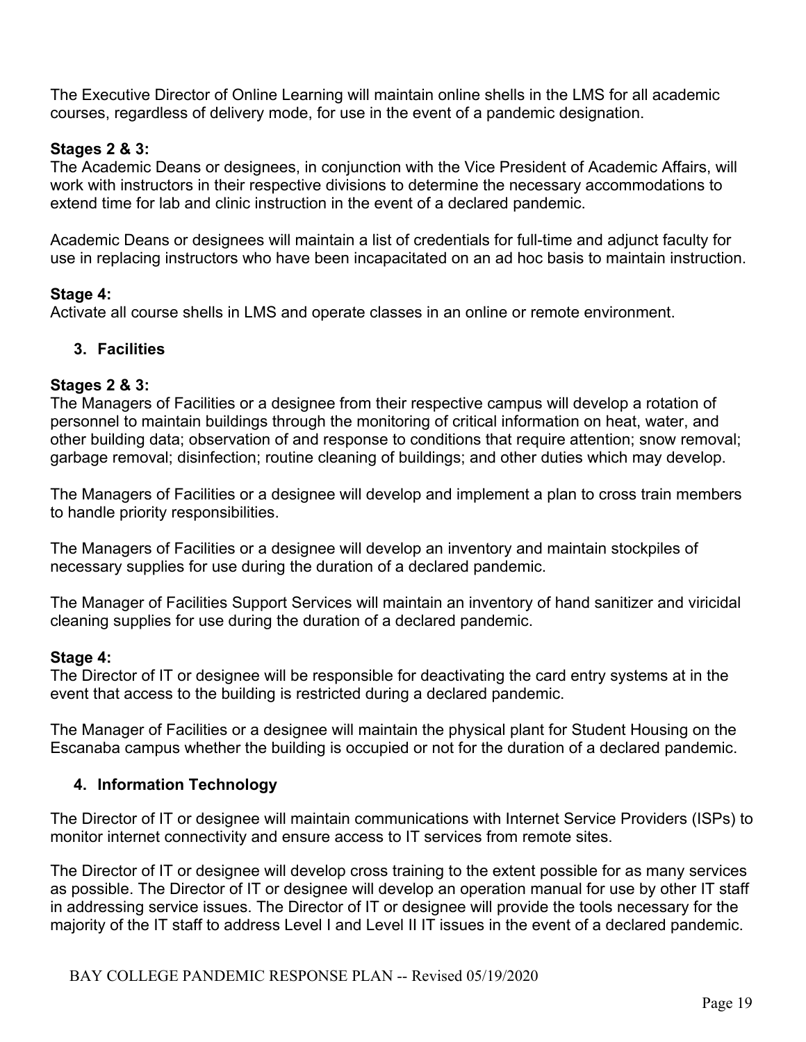The Executive Director of Online Learning will maintain online shells in the LMS for all academic courses, regardless of delivery mode, for use in the event of a pandemic designation.

**Stages 2 & 3:**
The Academic Deans or designees, in conjunction with the Vice President of Academic Affairs, will work with instructors in their respective divisions to determine the necessary accommodations to extend time for lab and clinic instruction in the event of a declared pandemic.

Academic Deans or designees will maintain a list of credentials for full-time and adjunct faculty for use in replacing instructors who have been incapacitated on an ad hoc basis to maintain instruction.

**Stage 4:**
Activate all course shells in LMS and operate classes in an online or remote environment.

### 3. Facilities

**Stages 2 & 3:**
The Managers of Facilities or a designee from their respective campus will develop a rotation of personnel to maintain buildings through the monitoring of critical information on heat, water, and other building data; observation of and response to conditions that require attention; snow removal; garbage removal; disinfection; routine cleaning of buildings; and other duties which may develop.

The Managers of Facilities or a designee will develop and implement a plan to cross train members to handle priority responsibilities.

The Managers of Facilities or a designee will develop an inventory and maintain stockpiles of necessary supplies for use during the duration of a declared pandemic.

The Manager of Facilities Support Services will maintain an inventory of hand sanitizer and viricidal cleaning supplies for use during the duration of a declared pandemic.

**Stage 4:**
The Director of IT or designee will be responsible for deactivating the card entry systems at in the event that access to the building is restricted during a declared pandemic.

The Manager of Facilities or a designee will maintain the physical plant for Student Housing on the Escanaba campus whether the building is occupied or not for the duration of a declared pandemic.

### 4. Information Technology

The Director of IT or designee will maintain communications with Internet Service Providers (ISPs) to monitor internet connectivity and ensure access to IT services from remote sites.

The Director of IT or designee will develop cross training to the extent possible for as many services as possible. The Director of IT or designee will develop an operation manual for use by other IT staff in addressing service issues. The Director of IT or designee will provide the tools necessary for the majority of the IT staff to address Level I and Level II IT issues in the event of a declared pandemic.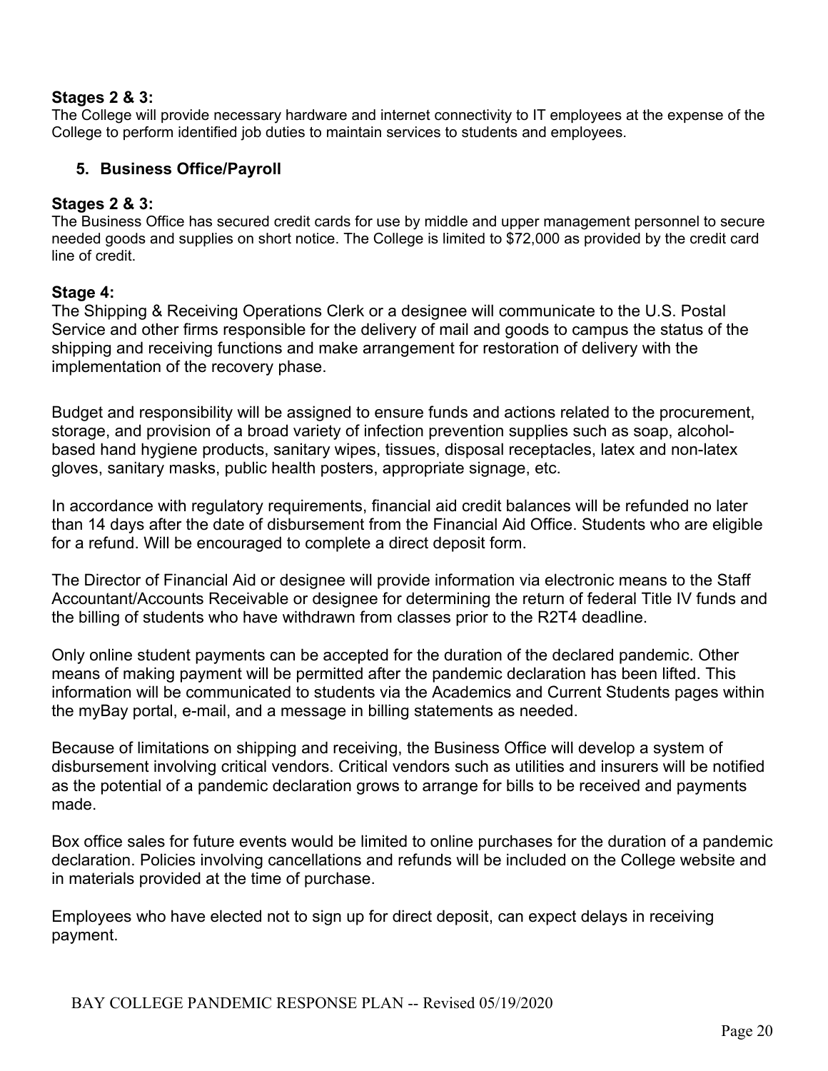**Stages 2 & 3:**
The College will provide necessary hardware and internet connectivity to IT employees at the expense of the College to perform identified job duties to maintain services to students and employees.

5. **Business Office/Payroll**

**Stages 2 & 3:**
The Business Office has secured credit cards for use by middle and upper management personnel to secure needed goods and supplies on short notice. The College is limited to $72,000 as provided by the credit card line of credit.

**Stage 4:**
The Shipping & Receiving Operations Clerk or a designee will communicate to the U.S. Postal Service and other firms responsible for the delivery of mail and goods to campus the status of the shipping and receiving functions and make arrangement for restoration of delivery with the implementation of the recovery phase.

Budget and responsibility will be assigned to ensure funds and actions related to the procurement, storage, and provision of a broad variety of infection prevention supplies such as soap, alcohol-based hand hygiene products, sanitary wipes, tissues, disposal receptacles, latex and non-latex gloves, sanitary masks, public health posters, appropriate signage, etc.

In accordance with regulatory requirements, financial aid credit balances will be refunded no later than 14 days after the date of disbursement from the Financial Aid Office. Students who are eligible for a refund. Will be encouraged to complete a direct deposit form.

The Director of Financial Aid or designee will provide information via electronic means to the Staff Accountant/Accounts Receivable or designee for determining the return of federal Title IV funds and the billing of students who have withdrawn from classes prior to the R2T4 deadline.

Only online student payments can be accepted for the duration of the declared pandemic. Other means of making payment will be permitted after the pandemic declaration has been lifted. This information will be communicated to students via the Academics and Current Students pages within the myBay portal, e-mail, and a message in billing statements as needed.

Because of limitations on shipping and receiving, the Business Office will develop a system of disbursement involving critical vendors. Critical vendors such as utilities and insurers will be notified as the potential of a pandemic declaration grows to arrange for bills to be received and payments made.

Box office sales for future events would be limited to online purchases for the duration of a pandemic declaration. Policies involving cancellations and refunds will be included on the College website and in materials provided at the time of purchase.

Employees who have elected not to sign up for direct deposit, can expect delays in receiving payment.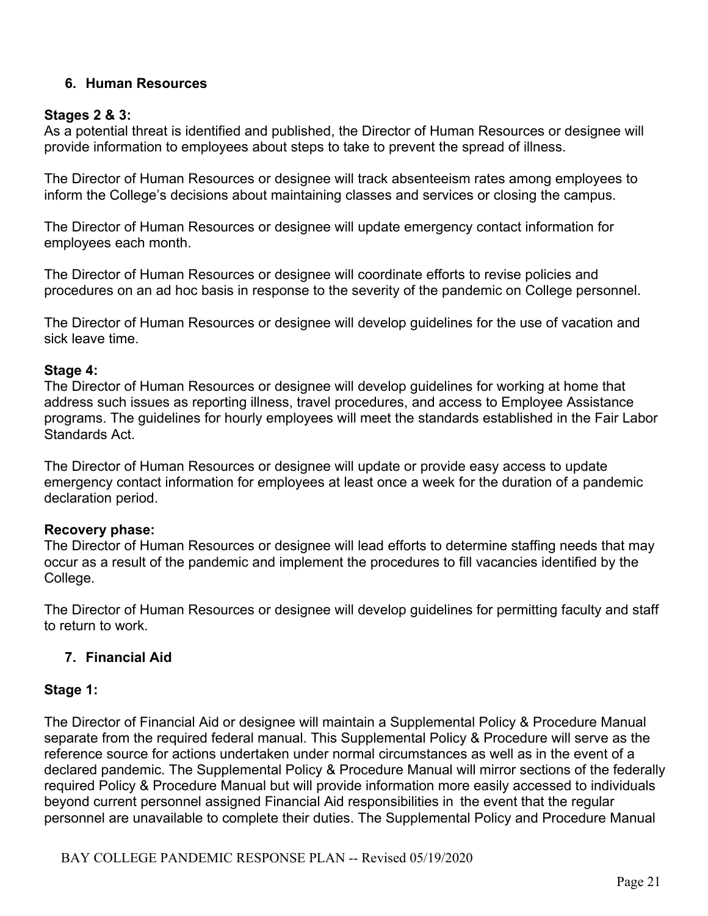## 6. Human Resources

**Stages 2 & 3:**
As a potential threat is identified and published, the Director of Human Resources or designee will provide information to employees about steps to take to prevent the spread of illness.

The Director of Human Resources or designee will track absenteeism rates among employees to inform the College's decisions about maintaining classes and services or closing the campus.

The Director of Human Resources or designee will update emergency contact information for employees each month.

The Director of Human Resources or designee will coordinate efforts to revise policies and procedures on an ad hoc basis in response to the severity of the pandemic on College personnel.

The Director of Human Resources or designee will develop guidelines for the use of vacation and sick leave time.

**Stage 4:**
The Director of Human Resources or designee will develop guidelines for working at home that address such issues as reporting illness, travel procedures, and access to Employee Assistance programs. The guidelines for hourly employees will meet the standards established in the Fair Labor Standards Act.

The Director of Human Resources or designee will update or provide easy access to update emergency contact information for employees at least once a week for the duration of a pandemic declaration period.

**Recovery phase:**
The Director of Human Resources or designee will lead efforts to determine staffing needs that may occur as a result of the pandemic and implement the procedures to fill vacancies identified by the College.

The Director of Human Resources or designee will develop guidelines for permitting faculty and staff to return to work.

## 7. Financial Aid

**Stage 1:**

The Director of Financial Aid or designee will maintain a Supplemental Policy & Procedure Manual separate from the required federal manual. This Supplemental Policy & Procedure will serve as the reference source for actions undertaken under normal circumstances as well as in the event of a declared pandemic. The Supplemental Policy & Procedure Manual will mirror sections of the federally required Policy & Procedure Manual but will provide information more easily accessed to individuals beyond current personnel assigned Financial Aid responsibilities in the event that the regular personnel are unavailable to complete their duties. The Supplemental Policy and Procedure Manual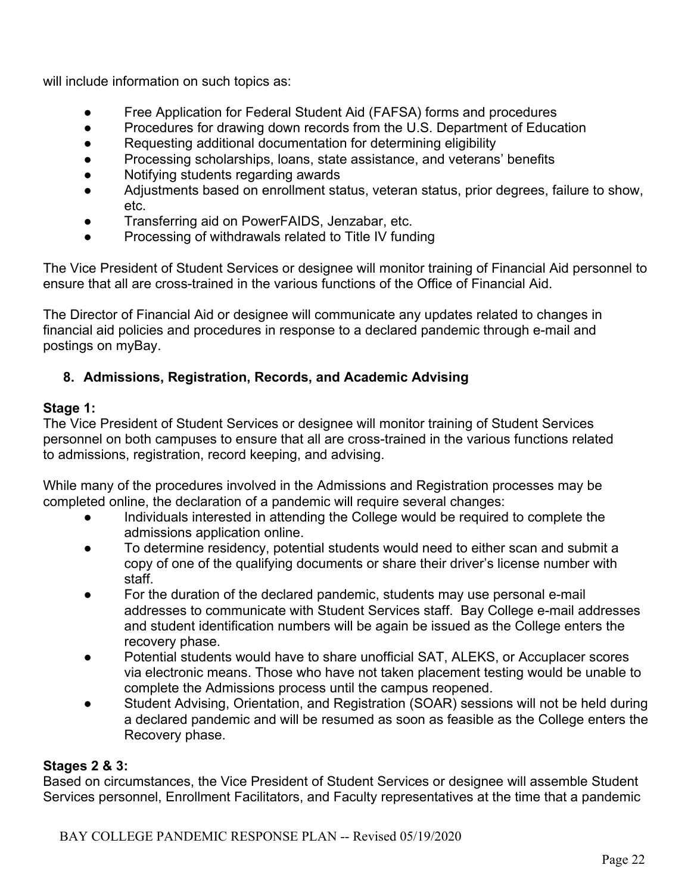will include information on such topics as:

- Free Application for Federal Student Aid (FAFSA) forms and procedures
- Procedures for drawing down records from the U.S. Department of Education
- Requesting additional documentation for determining eligibility
- Processing scholarships, loans, state assistance, and veterans' benefits
- Notifying students regarding awards
- Adjustments based on enrollment status, veteran status, prior degrees, failure to show, etc.
- Transferring aid on PowerFAIDS, Jenzabar, etc.
- Processing of withdrawals related to Title IV funding

The Vice President of Student Services or designee will monitor training of Financial Aid personnel to ensure that all are cross-trained in the various functions of the Office of Financial Aid.

The Director of Financial Aid or designee will communicate any updates related to changes in financial aid policies and procedures in response to a declared pandemic through e-mail and postings on myBay.

## 8. Admissions, Registration, Records, and Academic Advising

**Stage 1:**
The Vice President of Student Services or designee will monitor training of Student Services personnel on both campuses to ensure that all are cross-trained in the various functions related to admissions, registration, record keeping, and advising.

While many of the procedures involved in the Admissions and Registration processes may be completed online, the declaration of a pandemic will require several changes:

- Individuals interested in attending the College would be required to complete the admissions application online.
- To determine residency, potential students would need to either scan and submit a copy of one of the qualifying documents or share their driver's license number with staff.
- For the duration of the declared pandemic, students may use personal e-mail addresses to communicate with Student Services staff. Bay College e-mail addresses and student identification numbers will be again be issued as the College enters the recovery phase.
- Potential students would have to share unofficial SAT, ALEKS, or Accuplacer scores via electronic means. Those who have not taken placement testing would be unable to complete the Admissions process until the campus reopened.
- Student Advising, Orientation, and Registration (SOAR) sessions will not be held during a declared pandemic and will be resumed as soon as feasible as the College enters the Recovery phase.

**Stages 2 & 3:**
Based on circumstances, the Vice President of Student Services or designee will assemble Student Services personnel, Enrollment Facilitators, and Faculty representatives at the time that a pandemic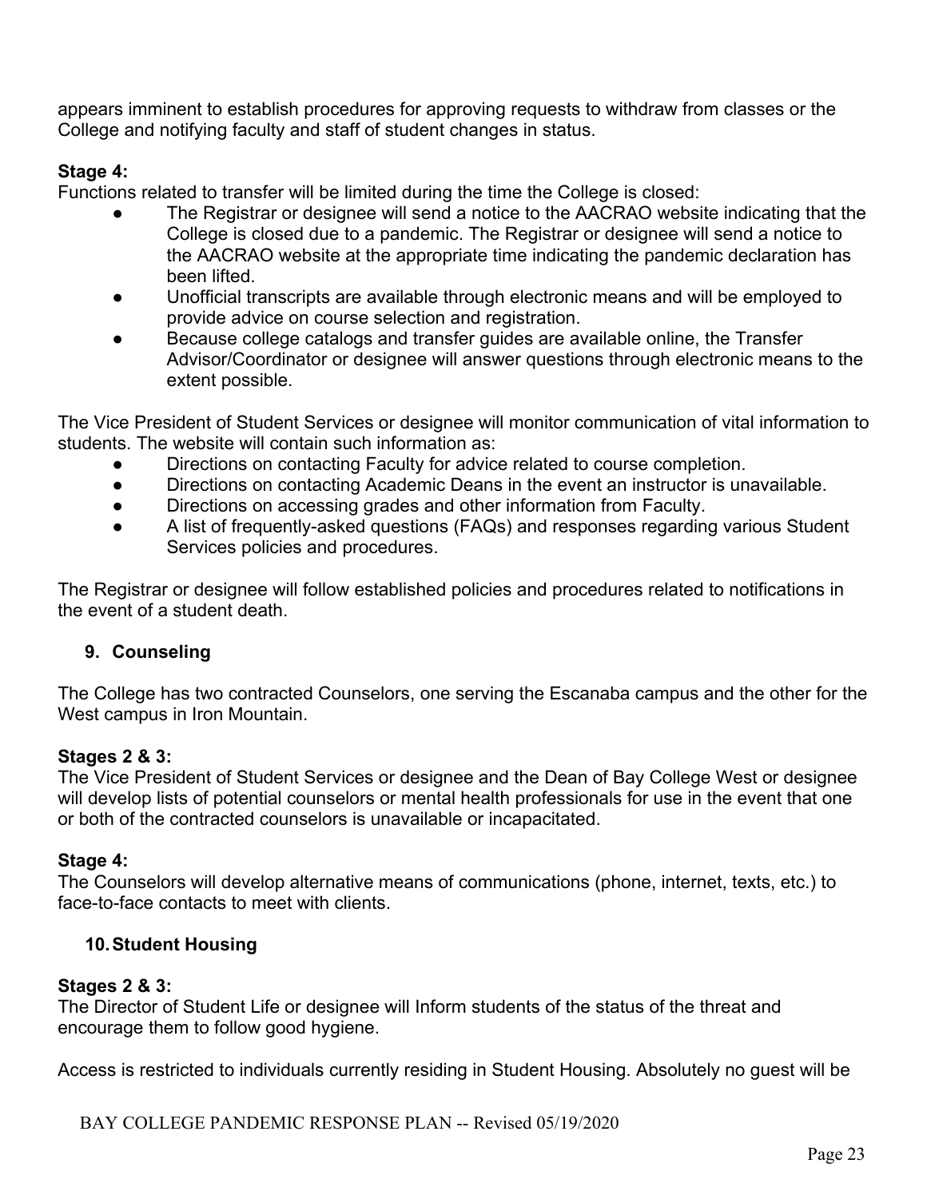appears imminent to establish procedures for approving requests to withdraw from classes or the College and notifying faculty and staff of student changes in status.

**Stage 4:**

Functions related to transfer will be limited during the time the College is closed:

- The Registrar or designee will send a notice to the AACRAO website indicating that the College is closed due to a pandemic. The Registrar or designee will send a notice to the AACRAO website at the appropriate time indicating the pandemic declaration has been lifted.
- Unofficial transcripts are available through electronic means and will be employed to provide advice on course selection and registration.
- Because college catalogs and transfer guides are available online, the Transfer Advisor/Coordinator or designee will answer questions through electronic means to the extent possible.

The Vice President of Student Services or designee will monitor communication of vital information to students. The website will contain such information as:

- Directions on contacting Faculty for advice related to course completion.
- Directions on contacting Academic Deans in the event an instructor is unavailable.
- Directions on accessing grades and other information from Faculty.
- A list of frequently-asked questions (FAQs) and responses regarding various Student Services policies and procedures.

The Registrar or designee will follow established policies and procedures related to notifications in the event of a student death.

### 9. Counseling

The College has two contracted Counselors, one serving the Escanaba campus and the other for the West campus in Iron Mountain.

**Stages 2 & 3:**

The Vice President of Student Services or designee and the Dean of Bay College West or designee will develop lists of potential counselors or mental health professionals for use in the event that one or both of the contracted counselors is unavailable or incapacitated.

**Stage 4:**

The Counselors will develop alternative means of communications (phone, internet, texts, etc.) to face-to-face contacts to meet with clients.

### 10. Student Housing

**Stages 2 & 3:**

The Director of Student Life or designee will Inform students of the status of the threat and encourage them to follow good hygiene.

Access is restricted to individuals currently residing in Student Housing. Absolutely no guest will be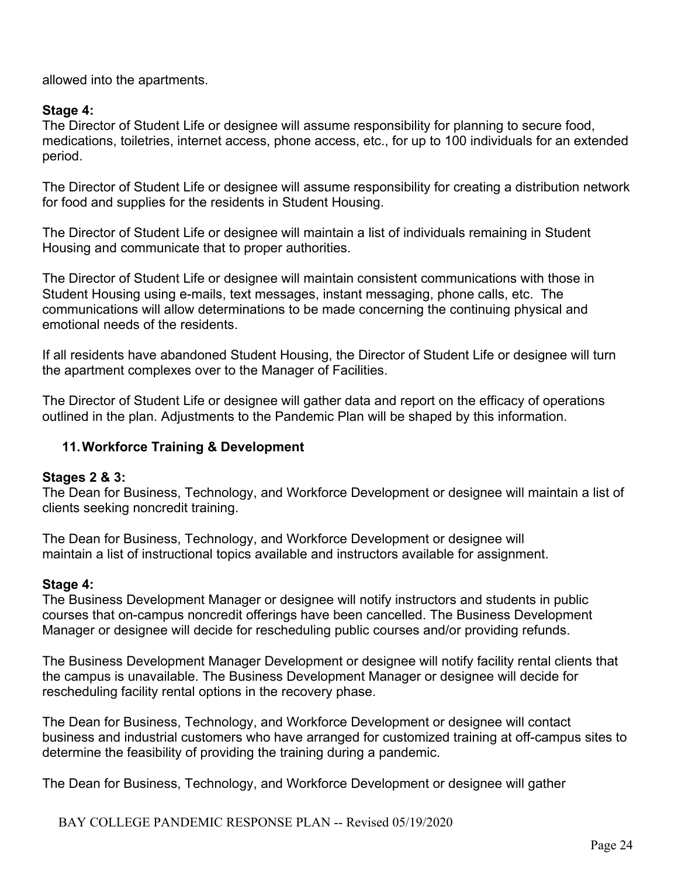allowed into the apartments.

**Stage 4:**
The Director of Student Life or designee will assume responsibility for planning to secure food, medications, toiletries, internet access, phone access, etc., for up to 100 individuals for an extended period.

The Director of Student Life or designee will assume responsibility for creating a distribution network for food and supplies for the residents in Student Housing.

The Director of Student Life or designee will maintain a list of individuals remaining in Student Housing and communicate that to proper authorities.

The Director of Student Life or designee will maintain consistent communications with those in Student Housing using e-mails, text messages, instant messaging, phone calls, etc. The communications will allow determinations to be made concerning the continuing physical and emotional needs of the residents.

If all residents have abandoned Student Housing, the Director of Student Life or designee will turn the apartment complexes over to the Manager of Facilities.

The Director of Student Life or designee will gather data and report on the efficacy of operations outlined in the plan. Adjustments to the Pandemic Plan will be shaped by this information.

### 11. Workforce Training & Development

**Stages 2 & 3:**
The Dean for Business, Technology, and Workforce Development or designee will maintain a list of clients seeking noncredit training.

The Dean for Business, Technology, and Workforce Development or designee will maintain a list of instructional topics available and instructors available for assignment.

**Stage 4:**
The Business Development Manager or designee will notify instructors and students in public courses that on-campus noncredit offerings have been cancelled. The Business Development Manager or designee will decide for rescheduling public courses and/or providing refunds.

The Business Development Manager Development or designee will notify facility rental clients that the campus is unavailable. The Business Development Manager or designee will decide for rescheduling facility rental options in the recovery phase.

The Dean for Business, Technology, and Workforce Development or designee will contact business and industrial customers who have arranged for customized training at off-campus sites to determine the feasibility of providing the training during a pandemic.

The Dean for Business, Technology, and Workforce Development or designee will gather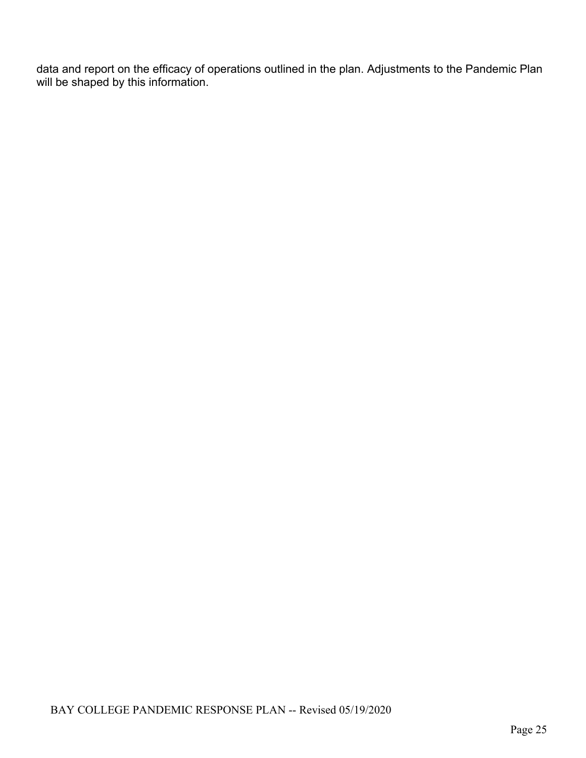data and report on the efficacy of operations outlined in the plan. Adjustments to the Pandemic Plan will be shaped by this information.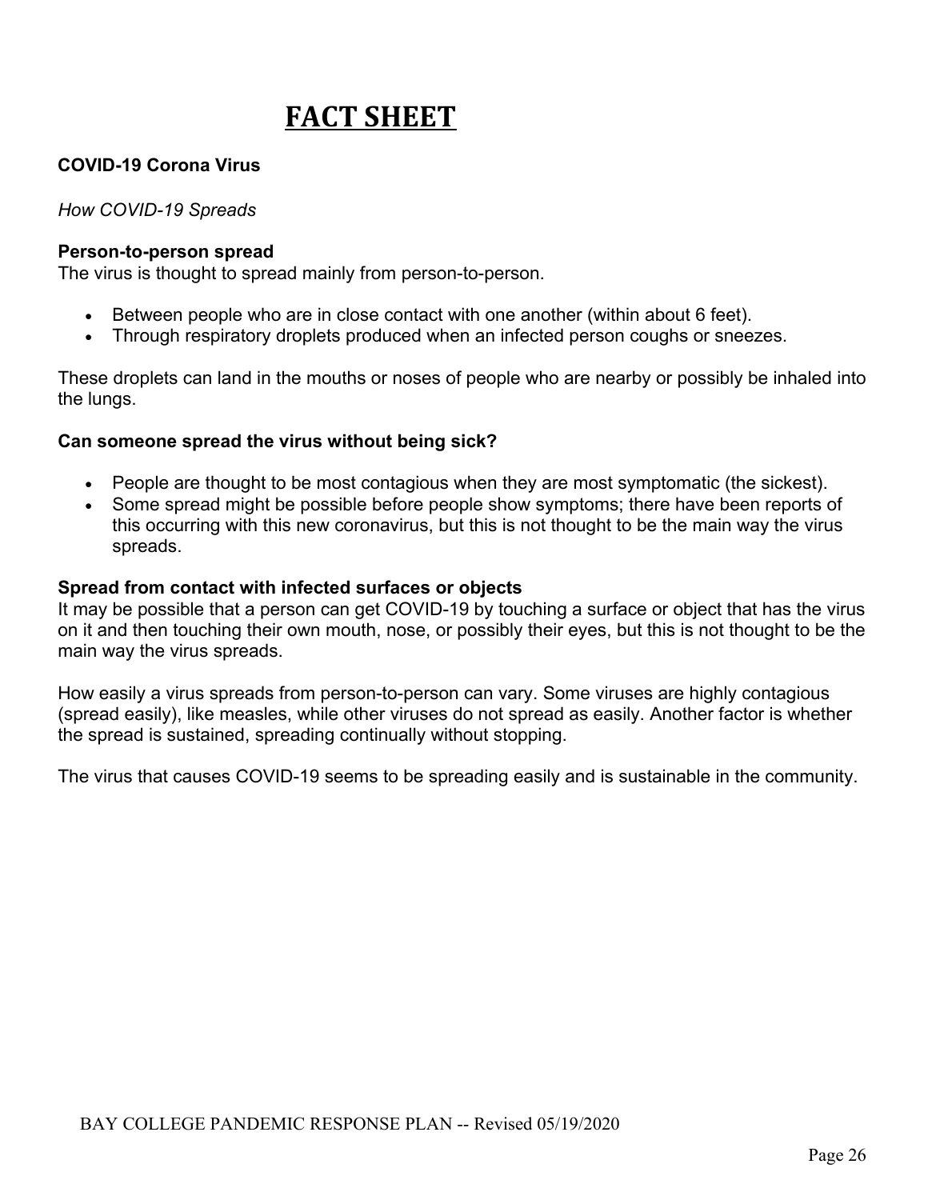# FACT SHEET

**COVID-19 Corona Virus**

*How COVID-19 Spreads*

**Person-to-person spread**
The virus is thought to spread mainly from person-to-person.

- Between people who are in close contact with one another (within about 6 feet).
- Through respiratory droplets produced when an infected person coughs or sneezes.

These droplets can land in the mouths or noses of people who are nearby or possibly be inhaled into the lungs.

**Can someone spread the virus without being sick?**

- People are thought to be most contagious when they are most symptomatic (the sickest).
- Some spread might be possible before people show symptoms; there have been reports of this occurring with this new coronavirus, but this is not thought to be the main way the virus spreads.

**Spread from contact with infected surfaces or objects**
It may be possible that a person can get COVID-19 by touching a surface or object that has the virus on it and then touching their own mouth, nose, or possibly their eyes, but this is not thought to be the main way the virus spreads.

How easily a virus spreads from person-to-person can vary. Some viruses are highly contagious (spread easily), like measles, while other viruses do not spread as easily. Another factor is whether the spread is sustained, spreading continually without stopping.

The virus that causes COVID-19 seems to be spreading easily and is sustainable in the community.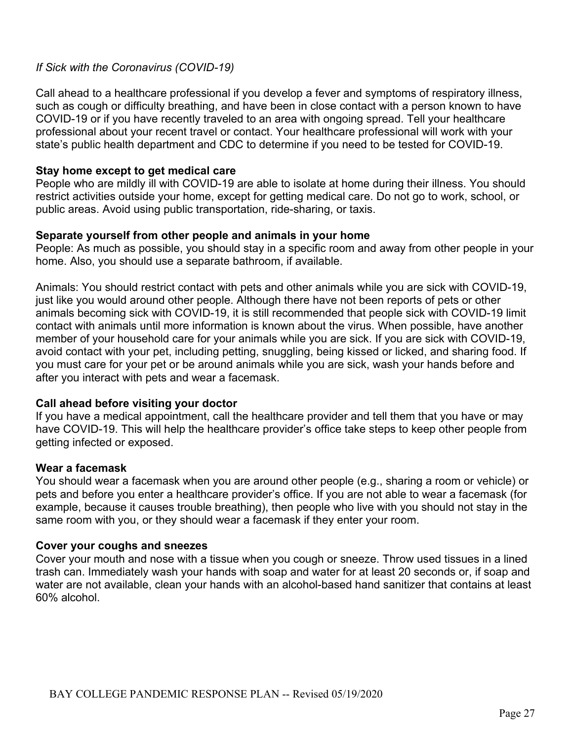*If Sick with the Coronavirus (COVID-19)*

Call ahead to a healthcare professional if you develop a fever and symptoms of respiratory illness, such as cough or difficulty breathing, and have been in close contact with a person known to have COVID-19 or if you have recently traveled to an area with ongoing spread. Tell your healthcare professional about your recent travel or contact. Your healthcare professional will work with your state's public health department and CDC to determine if you need to be tested for COVID-19.

**Stay home except to get medical care**

People who are mildly ill with COVID-19 are able to isolate at home during their illness. You should restrict activities outside your home, except for getting medical care. Do not go to work, school, or public areas. Avoid using public transportation, ride-sharing, or taxis.

**Separate yourself from other people and animals in your home**

People: As much as possible, you should stay in a specific room and away from other people in your home. Also, you should use a separate bathroom, if available.

Animals: You should restrict contact with pets and other animals while you are sick with COVID-19, just like you would around other people. Although there have not been reports of pets or other animals becoming sick with COVID-19, it is still recommended that people sick with COVID-19 limit contact with animals until more information is known about the virus. When possible, have another member of your household care for your animals while you are sick. If you are sick with COVID-19, avoid contact with your pet, including petting, snuggling, being kissed or licked, and sharing food. If you must care for your pet or be around animals while you are sick, wash your hands before and after you interact with pets and wear a facemask.

**Call ahead before visiting your doctor**

If you have a medical appointment, call the healthcare provider and tell them that you have or may have COVID-19. This will help the healthcare provider's office take steps to keep other people from getting infected or exposed.

**Wear a facemask**

You should wear a facemask when you are around other people (e.g., sharing a room or vehicle) or pets and before you enter a healthcare provider's office. If you are not able to wear a facemask (for example, because it causes trouble breathing), then people who live with you should not stay in the same room with you, or they should wear a facemask if they enter your room.

**Cover your coughs and sneezes**

Cover your mouth and nose with a tissue when you cough or sneeze. Throw used tissues in a lined trash can. Immediately wash your hands with soap and water for at least 20 seconds or, if soap and water are not available, clean your hands with an alcohol-based hand sanitizer that contains at least 60% alcohol.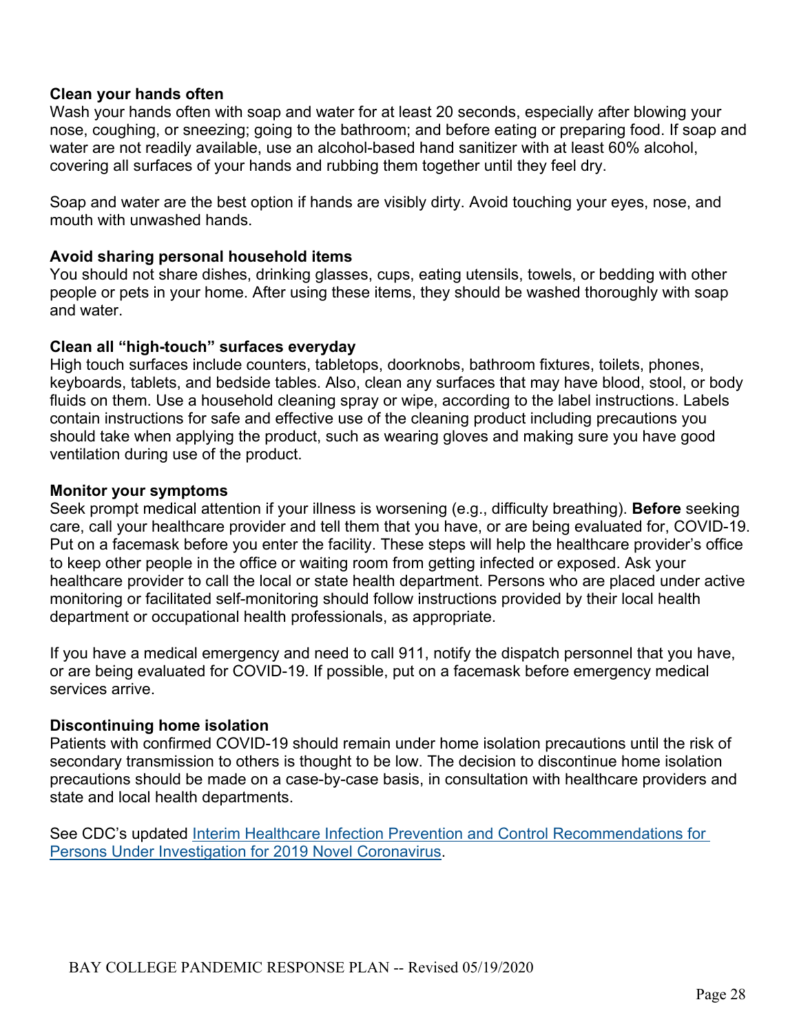**Clean your hands often**

Wash your hands often with soap and water for at least 20 seconds, especially after blowing your nose, coughing, or sneezing; going to the bathroom; and before eating or preparing food. If soap and water are not readily available, use an alcohol-based hand sanitizer with at least 60% alcohol, covering all surfaces of your hands and rubbing them together until they feel dry.

Soap and water are the best option if hands are visibly dirty. Avoid touching your eyes, nose, and mouth with unwashed hands.

**Avoid sharing personal household items**

You should not share dishes, drinking glasses, cups, eating utensils, towels, or bedding with other people or pets in your home. After using these items, they should be washed thoroughly with soap and water.

**Clean all "high-touch" surfaces everyday**

High touch surfaces include counters, tabletops, doorknobs, bathroom fixtures, toilets, phones, keyboards, tablets, and bedside tables. Also, clean any surfaces that may have blood, stool, or body fluids on them. Use a household cleaning spray or wipe, according to the label instructions. Labels contain instructions for safe and effective use of the cleaning product including precautions you should take when applying the product, such as wearing gloves and making sure you have good ventilation during use of the product.

**Monitor your symptoms**

Seek prompt medical attention if your illness is worsening (e.g., difficulty breathing). **Before** seeking care, call your healthcare provider and tell them that you have, or are being evaluated for, COVID-19. Put on a facemask before you enter the facility. These steps will help the healthcare provider's office to keep other people in the office or waiting room from getting infected or exposed. Ask your healthcare provider to call the local or state health department. Persons who are placed under active monitoring or facilitated self-monitoring should follow instructions provided by their local health department or occupational health professionals, as appropriate.

If you have a medical emergency and need to call 911, notify the dispatch personnel that you have, or are being evaluated for COVID-19. If possible, put on a facemask before emergency medical services arrive.

**Discontinuing home isolation**

Patients with confirmed COVID-19 should remain under home isolation precautions until the risk of secondary transmission to others is thought to be low. The decision to discontinue home isolation precautions should be made on a case-by-case basis, in consultation with healthcare providers and state and local health departments.

See CDC's updated Interim Healthcare Infection Prevention and Control Recommendations for Persons Under Investigation for 2019 Novel Coronavirus.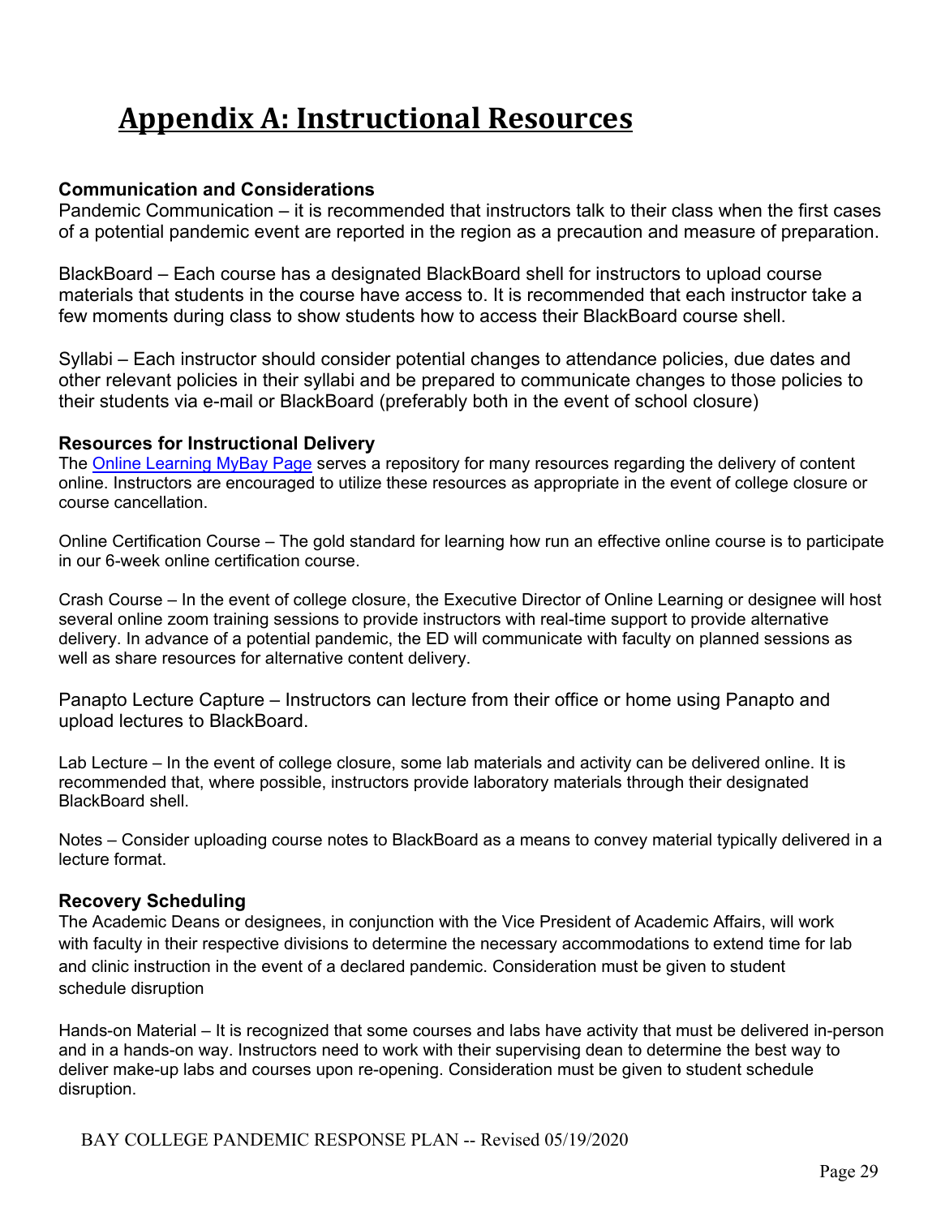# Appendix A: Instructional Resources

### Communication and Considerations

Pandemic Communication – it is recommended that instructors talk to their class when the first cases of a potential pandemic event are reported in the region as a precaution and measure of preparation.

BlackBoard – Each course has a designated BlackBoard shell for instructors to upload course materials that students in the course have access to. It is recommended that each instructor take a few moments during class to show students how to access their BlackBoard course shell.

Syllabi – Each instructor should consider potential changes to attendance policies, due dates and other relevant policies in their syllabi and be prepared to communicate changes to those policies to their students via e-mail or BlackBoard (preferably both in the event of school closure)

### Resources for Instructional Delivery

The Online Learning MyBay Page serves a repository for many resources regarding the delivery of content online. Instructors are encouraged to utilize these resources as appropriate in the event of college closure or course cancellation.

Online Certification Course – The gold standard for learning how run an effective online course is to participate in our 6-week online certification course.

Crash Course – In the event of college closure, the Executive Director of Online Learning or designee will host several online zoom training sessions to provide instructors with real-time support to provide alternative delivery. In advance of a potential pandemic, the ED will communicate with faculty on planned sessions as well as share resources for alternative content delivery.

Panapto Lecture Capture – Instructors can lecture from their office or home using Panapto and upload lectures to BlackBoard.

Lab Lecture – In the event of college closure, some lab materials and activity can be delivered online. It is recommended that, where possible, instructors provide laboratory materials through their designated BlackBoard shell.

Notes – Consider uploading course notes to BlackBoard as a means to convey material typically delivered in a lecture format.

### Recovery Scheduling

The Academic Deans or designees, in conjunction with the Vice President of Academic Affairs, will work with faculty in their respective divisions to determine the necessary accommodations to extend time for lab and clinic instruction in the event of a declared pandemic. Consideration must be given to student schedule disruption

Hands-on Material – It is recognized that some courses and labs have activity that must be delivered in-person and in a hands-on way. Instructors need to work with their supervising dean to determine the best way to deliver make-up labs and courses upon re-opening. Consideration must be given to student schedule disruption.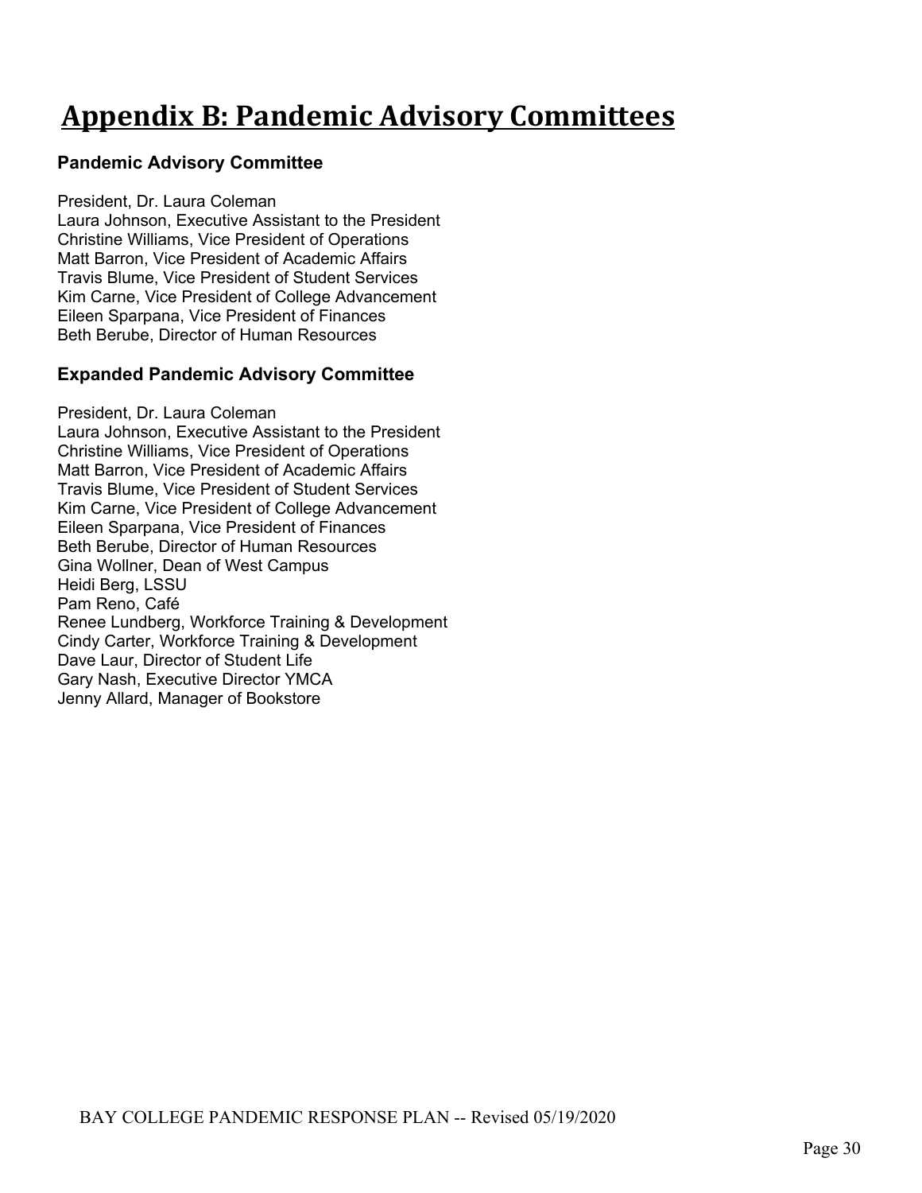# Appendix B: Pandemic Advisory Committees

### Pandemic Advisory Committee

President, Dr. Laura Coleman
Laura Johnson, Executive Assistant to the President
Christine Williams, Vice President of Operations
Matt Barron, Vice President of Academic Affairs
Travis Blume, Vice President of Student Services
Kim Carne, Vice President of College Advancement
Eileen Sparpana, Vice President of Finances
Beth Berube, Director of Human Resources

### Expanded Pandemic Advisory Committee

President, Dr. Laura Coleman
Laura Johnson, Executive Assistant to the President
Christine Williams, Vice President of Operations
Matt Barron, Vice President of Academic Affairs
Travis Blume, Vice President of Student Services
Kim Carne, Vice President of College Advancement
Eileen Sparpana, Vice President of Finances
Beth Berube, Director of Human Resources
Gina Wollner, Dean of West Campus
Heidi Berg, LSSU
Pam Reno, Café
Renee Lundberg, Workforce Training & Development
Cindy Carter, Workforce Training & Development
Dave Laur, Director of Student Life
Gary Nash, Executive Director YMCA
Jenny Allard, Manager of Bookstore